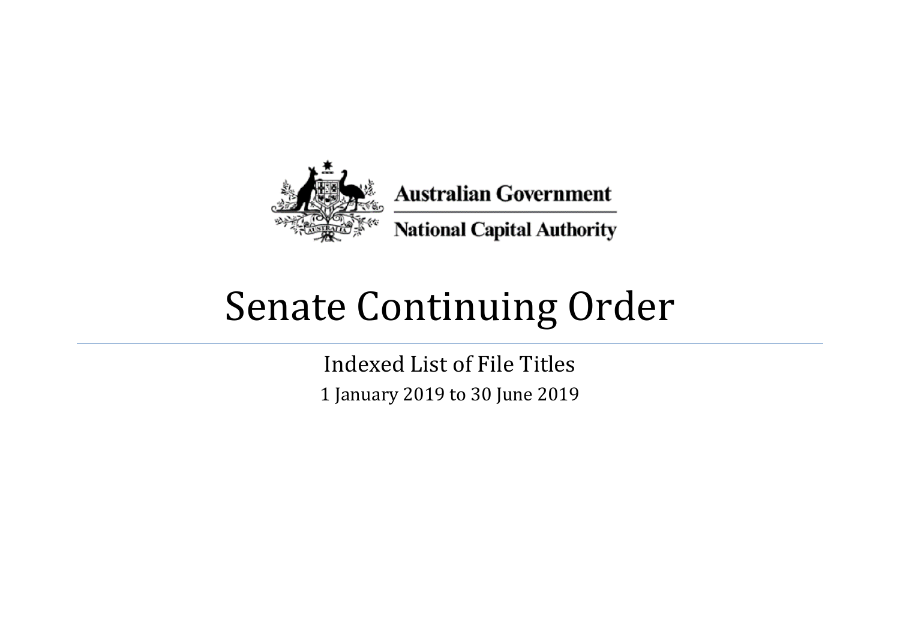Australian Government

National Capital Authority

# Senate Continuing Order

Indexed List of File Titles

1 January 2019 to 30 June 2019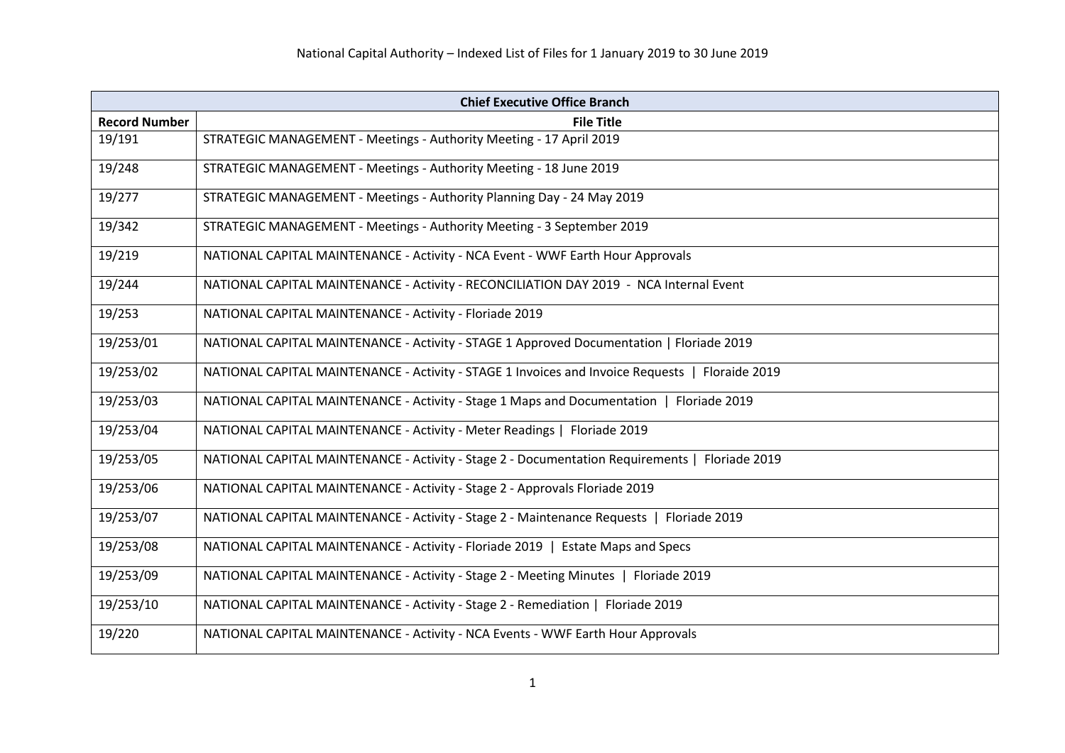# National Capital Authority – Indexed List of Files for 1 January 2019 to 30 June 2019

| Chief Executive Office Branch | |
|---|---|
| **Record Number** | **File Title** |
| 19/191 | STRATEGIC MANAGEMENT - Meetings - Authority Meeting - 17 April 2019 |
| 19/248 | STRATEGIC MANAGEMENT - Meetings - Authority Meeting - 18 June 2019 |
| 19/277 | STRATEGIC MANAGEMENT - Meetings - Authority Planning Day - 24 May 2019 |
| 19/342 | STRATEGIC MANAGEMENT - Meetings - Authority Meeting - 3 September 2019 |
| 19/219 | NATIONAL CAPITAL MAINTENANCE - Activity - NCA Event - WWF Earth Hour Approvals |
| 19/244 | NATIONAL CAPITAL MAINTENANCE - Activity - RECONCILIATION DAY 2019 - NCA Internal Event |
| 19/253 | NATIONAL CAPITAL MAINTENANCE - Activity - Floriade 2019 |
| 19/253/01 | NATIONAL CAPITAL MAINTENANCE - Activity - STAGE 1 Approved Documentation \| Floriade 2019 |
| 19/253/02 | NATIONAL CAPITAL MAINTENANCE - Activity - STAGE 1 Invoices and Invoice Requests \| Floraide 2019 |
| 19/253/03 | NATIONAL CAPITAL MAINTENANCE - Activity - Stage 1 Maps and Documentation \| Floriade 2019 |
| 19/253/04 | NATIONAL CAPITAL MAINTENANCE - Activity - Meter Readings \| Floriade 2019 |
| 19/253/05 | NATIONAL CAPITAL MAINTENANCE - Activity - Stage 2 - Documentation Requirements \| Floriade 2019 |
| 19/253/06 | NATIONAL CAPITAL MAINTENANCE - Activity - Stage 2 - Approvals Floriade 2019 |
| 19/253/07 | NATIONAL CAPITAL MAINTENANCE - Activity - Stage 2 - Maintenance Requests \| Floriade 2019 |
| 19/253/08 | NATIONAL CAPITAL MAINTENANCE - Activity - Floriade 2019 \| Estate Maps and Specs |
| 19/253/09 | NATIONAL CAPITAL MAINTENANCE - Activity - Stage 2 - Meeting Minutes \| Floriade 2019 |
| 19/253/10 | NATIONAL CAPITAL MAINTENANCE - Activity - Stage 2 - Remediation \| Floriade 2019 |
| 19/220 | NATIONAL CAPITAL MAINTENANCE - Activity - NCA Events - WWF Earth Hour Approvals |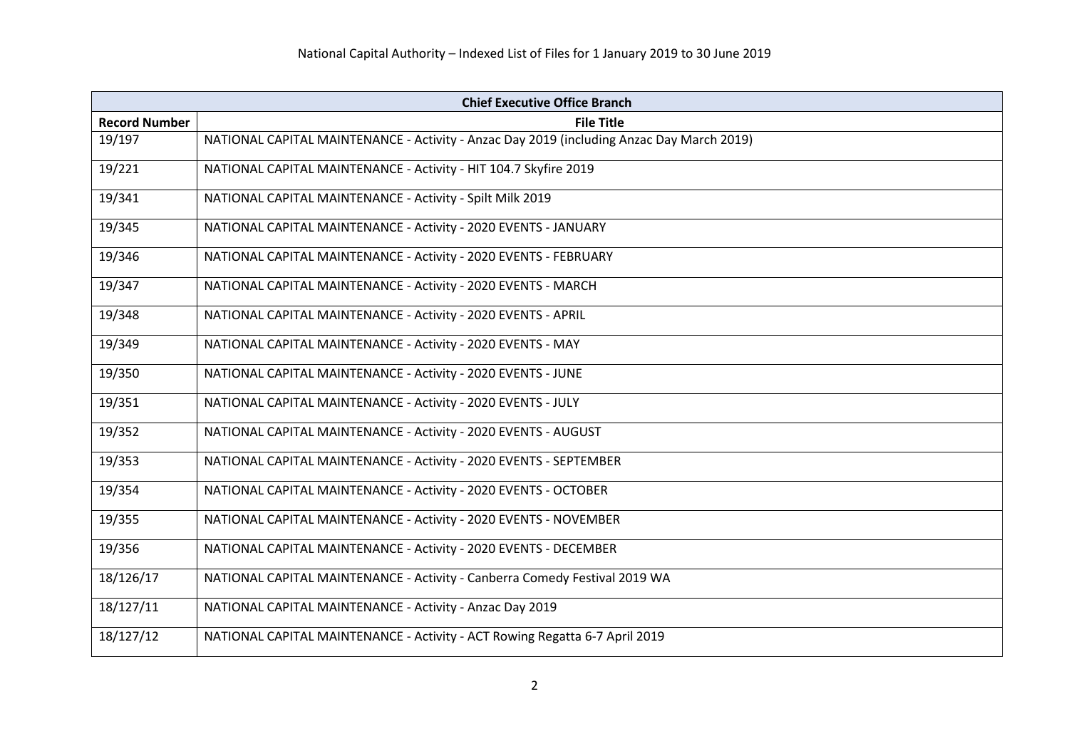National Capital Authority – Indexed List of Files for 1 January 2019 to 30 June 2019

| Chief Executive Office Branch | |
|---|---|
| **Record Number** | **File Title** |
| 19/197 | NATIONAL CAPITAL MAINTENANCE - Activity - Anzac Day 2019 (including Anzac Day March 2019) |
| 19/221 | NATIONAL CAPITAL MAINTENANCE - Activity - HIT 104.7 Skyfire 2019 |
| 19/341 | NATIONAL CAPITAL MAINTENANCE - Activity - Spilt Milk 2019 |
| 19/345 | NATIONAL CAPITAL MAINTENANCE - Activity - 2020 EVENTS - JANUARY |
| 19/346 | NATIONAL CAPITAL MAINTENANCE - Activity - 2020 EVENTS - FEBRUARY |
| 19/347 | NATIONAL CAPITAL MAINTENANCE - Activity - 2020 EVENTS - MARCH |
| 19/348 | NATIONAL CAPITAL MAINTENANCE - Activity - 2020 EVENTS - APRIL |
| 19/349 | NATIONAL CAPITAL MAINTENANCE - Activity - 2020 EVENTS - MAY |
| 19/350 | NATIONAL CAPITAL MAINTENANCE - Activity - 2020 EVENTS - JUNE |
| 19/351 | NATIONAL CAPITAL MAINTENANCE - Activity - 2020 EVENTS - JULY |
| 19/352 | NATIONAL CAPITAL MAINTENANCE - Activity - 2020 EVENTS - AUGUST |
| 19/353 | NATIONAL CAPITAL MAINTENANCE - Activity - 2020 EVENTS - SEPTEMBER |
| 19/354 | NATIONAL CAPITAL MAINTENANCE - Activity - 2020 EVENTS - OCTOBER |
| 19/355 | NATIONAL CAPITAL MAINTENANCE - Activity - 2020 EVENTS - NOVEMBER |
| 19/356 | NATIONAL CAPITAL MAINTENANCE - Activity - 2020 EVENTS - DECEMBER |
| 18/126/17 | NATIONAL CAPITAL MAINTENANCE - Activity - Canberra Comedy Festival 2019 WA |
| 18/127/11 | NATIONAL CAPITAL MAINTENANCE - Activity - Anzac Day 2019 |
| 18/127/12 | NATIONAL CAPITAL MAINTENANCE - Activity - ACT Rowing Regatta 6-7 April 2019 |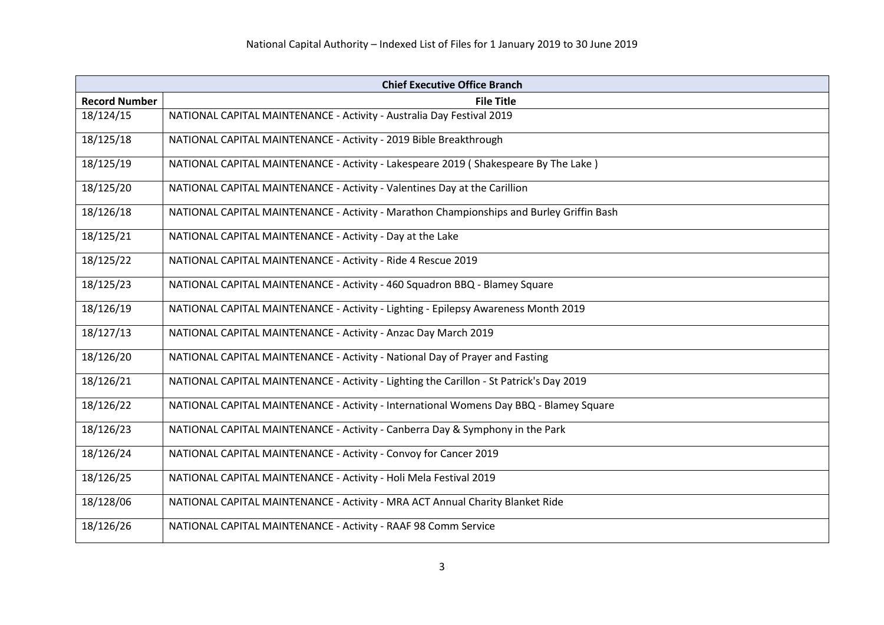National Capital Authority – Indexed List of Files for 1 January 2019 to 30 June 2019

| Chief Executive Office Branch | |
|---|---|
| **Record Number** | **File Title** |
| 18/124/15 | NATIONAL CAPITAL MAINTENANCE - Activity - Australia Day Festival 2019 |
| 18/125/18 | NATIONAL CAPITAL MAINTENANCE - Activity - 2019 Bible Breakthrough |
| 18/125/19 | NATIONAL CAPITAL MAINTENANCE - Activity - Lakespeare 2019 ( Shakespeare By The Lake ) |
| 18/125/20 | NATIONAL CAPITAL MAINTENANCE - Activity - Valentines Day at the Carillion |
| 18/126/18 | NATIONAL CAPITAL MAINTENANCE - Activity - Marathon Championships and Burley Griffin Bash |
| 18/125/21 | NATIONAL CAPITAL MAINTENANCE - Activity - Day at the Lake |
| 18/125/22 | NATIONAL CAPITAL MAINTENANCE - Activity - Ride 4 Rescue 2019 |
| 18/125/23 | NATIONAL CAPITAL MAINTENANCE - Activity - 460 Squadron BBQ - Blamey Square |
| 18/126/19 | NATIONAL CAPITAL MAINTENANCE - Activity - Lighting - Epilepsy Awareness Month 2019 |
| 18/127/13 | NATIONAL CAPITAL MAINTENANCE - Activity - Anzac Day March 2019 |
| 18/126/20 | NATIONAL CAPITAL MAINTENANCE - Activity - National Day of Prayer and Fasting |
| 18/126/21 | NATIONAL CAPITAL MAINTENANCE - Activity - Lighting the Carillon - St Patrick's Day 2019 |
| 18/126/22 | NATIONAL CAPITAL MAINTENANCE - Activity - International Womens Day BBQ - Blamey Square |
| 18/126/23 | NATIONAL CAPITAL MAINTENANCE - Activity - Canberra Day & Symphony in the Park |
| 18/126/24 | NATIONAL CAPITAL MAINTENANCE - Activity - Convoy for Cancer 2019 |
| 18/126/25 | NATIONAL CAPITAL MAINTENANCE - Activity - Holi Mela Festival 2019 |
| 18/128/06 | NATIONAL CAPITAL MAINTENANCE - Activity - MRA ACT Annual Charity Blanket Ride |
| 18/126/26 | NATIONAL CAPITAL MAINTENANCE - Activity - RAAF 98 Comm Service |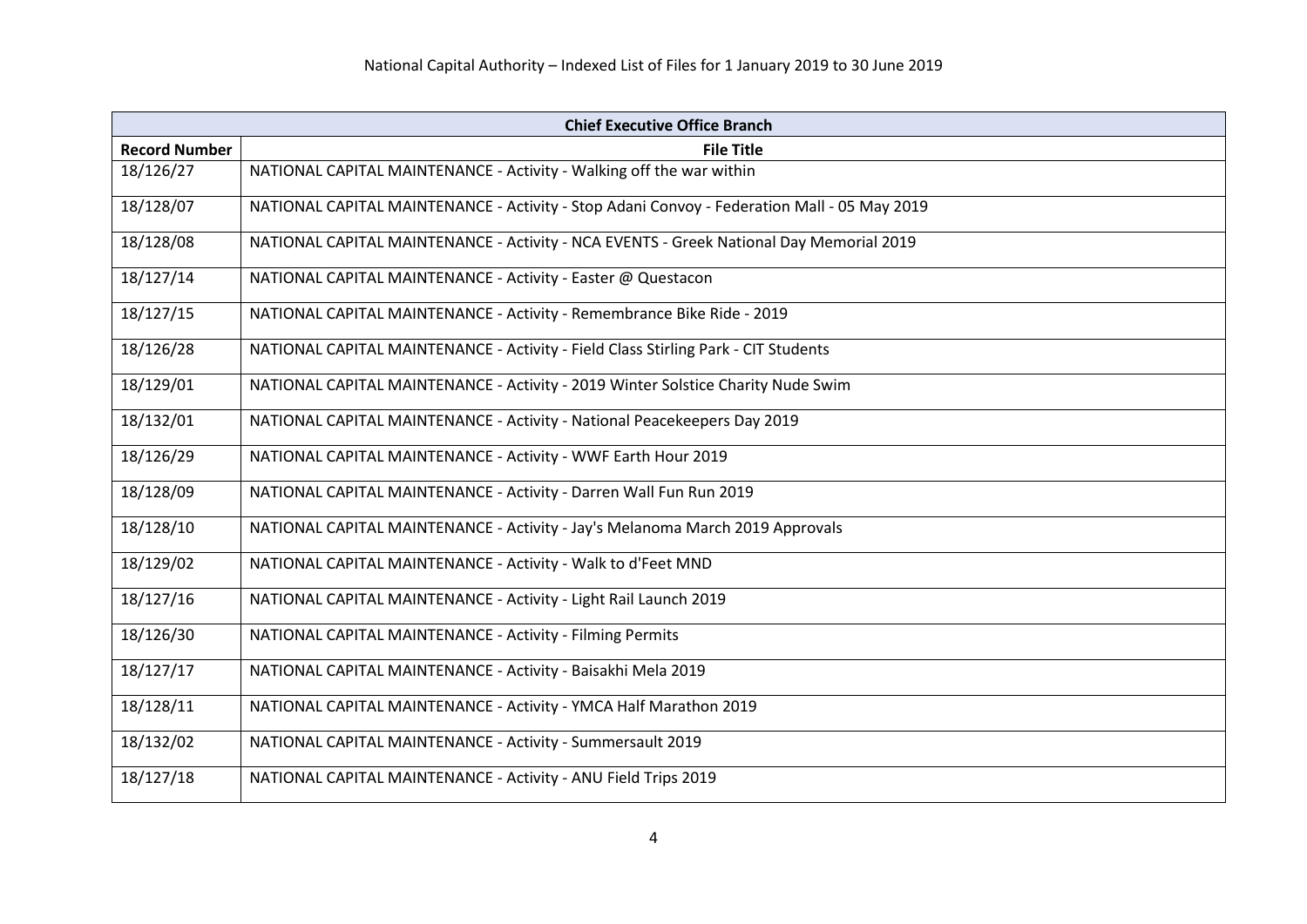| Chief Executive Office Branch | |
|---|---|
| **Record Number** | **File Title** |
| 18/126/27 | NATIONAL CAPITAL MAINTENANCE - Activity - Walking off the war within |
| 18/128/07 | NATIONAL CAPITAL MAINTENANCE - Activity - Stop Adani Convoy - Federation Mall - 05 May 2019 |
| 18/128/08 | NATIONAL CAPITAL MAINTENANCE - Activity - NCA EVENTS - Greek National Day Memorial 2019 |
| 18/127/14 | NATIONAL CAPITAL MAINTENANCE - Activity - Easter @ Questacon |
| 18/127/15 | NATIONAL CAPITAL MAINTENANCE - Activity - Remembrance Bike Ride - 2019 |
| 18/126/28 | NATIONAL CAPITAL MAINTENANCE - Activity - Field Class Stirling Park - CIT Students |
| 18/129/01 | NATIONAL CAPITAL MAINTENANCE - Activity - 2019 Winter Solstice Charity Nude Swim |
| 18/132/01 | NATIONAL CAPITAL MAINTENANCE - Activity - National Peacekeepers Day 2019 |
| 18/126/29 | NATIONAL CAPITAL MAINTENANCE - Activity - WWF Earth Hour 2019 |
| 18/128/09 | NATIONAL CAPITAL MAINTENANCE - Activity - Darren Wall Fun Run 2019 |
| 18/128/10 | NATIONAL CAPITAL MAINTENANCE - Activity - Jay's Melanoma March 2019 Approvals |
| 18/129/02 | NATIONAL CAPITAL MAINTENANCE - Activity - Walk to d'Feet MND |
| 18/127/16 | NATIONAL CAPITAL MAINTENANCE - Activity - Light Rail Launch 2019 |
| 18/126/30 | NATIONAL CAPITAL MAINTENANCE - Activity - Filming Permits |
| 18/127/17 | NATIONAL CAPITAL MAINTENANCE - Activity - Baisakhi Mela 2019 |
| 18/128/11 | NATIONAL CAPITAL MAINTENANCE - Activity - YMCA Half Marathon 2019 |
| 18/132/02 | NATIONAL CAPITAL MAINTENANCE - Activity - Summersault 2019 |
| 18/127/18 | NATIONAL CAPITAL MAINTENANCE - Activity - ANU Field Trips 2019 |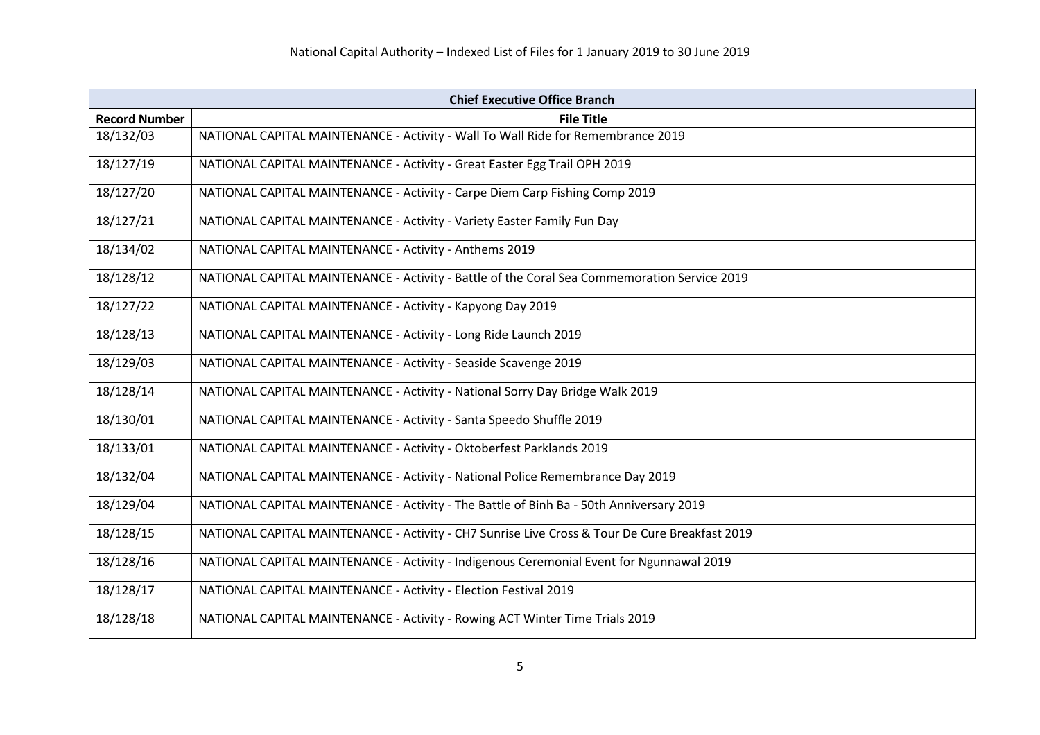| Chief Executive Office Branch | |
|---|---|
| **Record Number** | **File Title** |
| 18/132/03 | NATIONAL CAPITAL MAINTENANCE - Activity - Wall To Wall Ride for Remembrance 2019 |
| 18/127/19 | NATIONAL CAPITAL MAINTENANCE - Activity - Great Easter Egg Trail OPH 2019 |
| 18/127/20 | NATIONAL CAPITAL MAINTENANCE - Activity - Carpe Diem Carp Fishing Comp 2019 |
| 18/127/21 | NATIONAL CAPITAL MAINTENANCE - Activity - Variety Easter Family Fun Day |
| 18/134/02 | NATIONAL CAPITAL MAINTENANCE - Activity - Anthems 2019 |
| 18/128/12 | NATIONAL CAPITAL MAINTENANCE - Activity - Battle of the Coral Sea Commemoration Service 2019 |
| 18/127/22 | NATIONAL CAPITAL MAINTENANCE - Activity - Kapyong Day 2019 |
| 18/128/13 | NATIONAL CAPITAL MAINTENANCE - Activity - Long Ride Launch 2019 |
| 18/129/03 | NATIONAL CAPITAL MAINTENANCE - Activity - Seaside Scavenge 2019 |
| 18/128/14 | NATIONAL CAPITAL MAINTENANCE - Activity - National Sorry Day Bridge Walk 2019 |
| 18/130/01 | NATIONAL CAPITAL MAINTENANCE - Activity - Santa Speedo Shuffle 2019 |
| 18/133/01 | NATIONAL CAPITAL MAINTENANCE - Activity - Oktoberfest Parklands 2019 |
| 18/132/04 | NATIONAL CAPITAL MAINTENANCE - Activity - National Police Remembrance Day 2019 |
| 18/129/04 | NATIONAL CAPITAL MAINTENANCE - Activity - The Battle of Binh Ba - 50th Anniversary 2019 |
| 18/128/15 | NATIONAL CAPITAL MAINTENANCE - Activity - CH7 Sunrise Live Cross & Tour De Cure Breakfast 2019 |
| 18/128/16 | NATIONAL CAPITAL MAINTENANCE - Activity - Indigenous Ceremonial Event for Ngunnawal 2019 |
| 18/128/17 | NATIONAL CAPITAL MAINTENANCE - Activity - Election Festival 2019 |
| 18/128/18 | NATIONAL CAPITAL MAINTENANCE - Activity - Rowing ACT Winter Time Trials 2019 |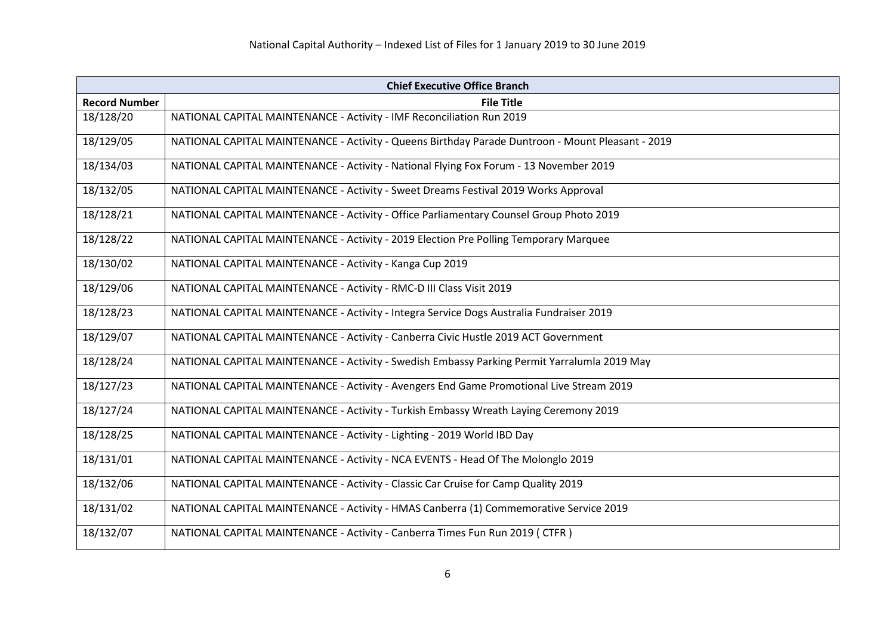| Chief Executive Office Branch | |
|---|---|
| **Record Number** | **File Title** |
| 18/128/20 | NATIONAL CAPITAL MAINTENANCE - Activity - IMF Reconciliation Run 2019 |
| 18/129/05 | NATIONAL CAPITAL MAINTENANCE - Activity - Queens Birthday Parade Duntroon - Mount Pleasant - 2019 |
| 18/134/03 | NATIONAL CAPITAL MAINTENANCE - Activity - National Flying Fox Forum - 13 November 2019 |
| 18/132/05 | NATIONAL CAPITAL MAINTENANCE - Activity - Sweet Dreams Festival 2019 Works Approval |
| 18/128/21 | NATIONAL CAPITAL MAINTENANCE - Activity - Office Parliamentary Counsel Group Photo 2019 |
| 18/128/22 | NATIONAL CAPITAL MAINTENANCE - Activity - 2019 Election Pre Polling Temporary Marquee |
| 18/130/02 | NATIONAL CAPITAL MAINTENANCE - Activity - Kanga Cup 2019 |
| 18/129/06 | NATIONAL CAPITAL MAINTENANCE - Activity - RMC-D III Class Visit 2019 |
| 18/128/23 | NATIONAL CAPITAL MAINTENANCE - Activity - Integra Service Dogs Australia Fundraiser 2019 |
| 18/129/07 | NATIONAL CAPITAL MAINTENANCE - Activity - Canberra Civic Hustle 2019 ACT Government |
| 18/128/24 | NATIONAL CAPITAL MAINTENANCE - Activity - Swedish Embassy Parking Permit Yarralumla 2019 May |
| 18/127/23 | NATIONAL CAPITAL MAINTENANCE - Activity - Avengers End Game Promotional Live Stream 2019 |
| 18/127/24 | NATIONAL CAPITAL MAINTENANCE - Activity - Turkish Embassy Wreath Laying Ceremony 2019 |
| 18/128/25 | NATIONAL CAPITAL MAINTENANCE - Activity - Lighting - 2019 World IBD Day |
| 18/131/01 | NATIONAL CAPITAL MAINTENANCE - Activity - NCA EVENTS - Head Of The Molonglo 2019 |
| 18/132/06 | NATIONAL CAPITAL MAINTENANCE - Activity - Classic Car Cruise for Camp Quality 2019 |
| 18/131/02 | NATIONAL CAPITAL MAINTENANCE - Activity - HMAS Canberra (1) Commemorative Service 2019 |
| 18/132/07 | NATIONAL CAPITAL MAINTENANCE - Activity - Canberra Times Fun Run 2019 ( CTFR ) |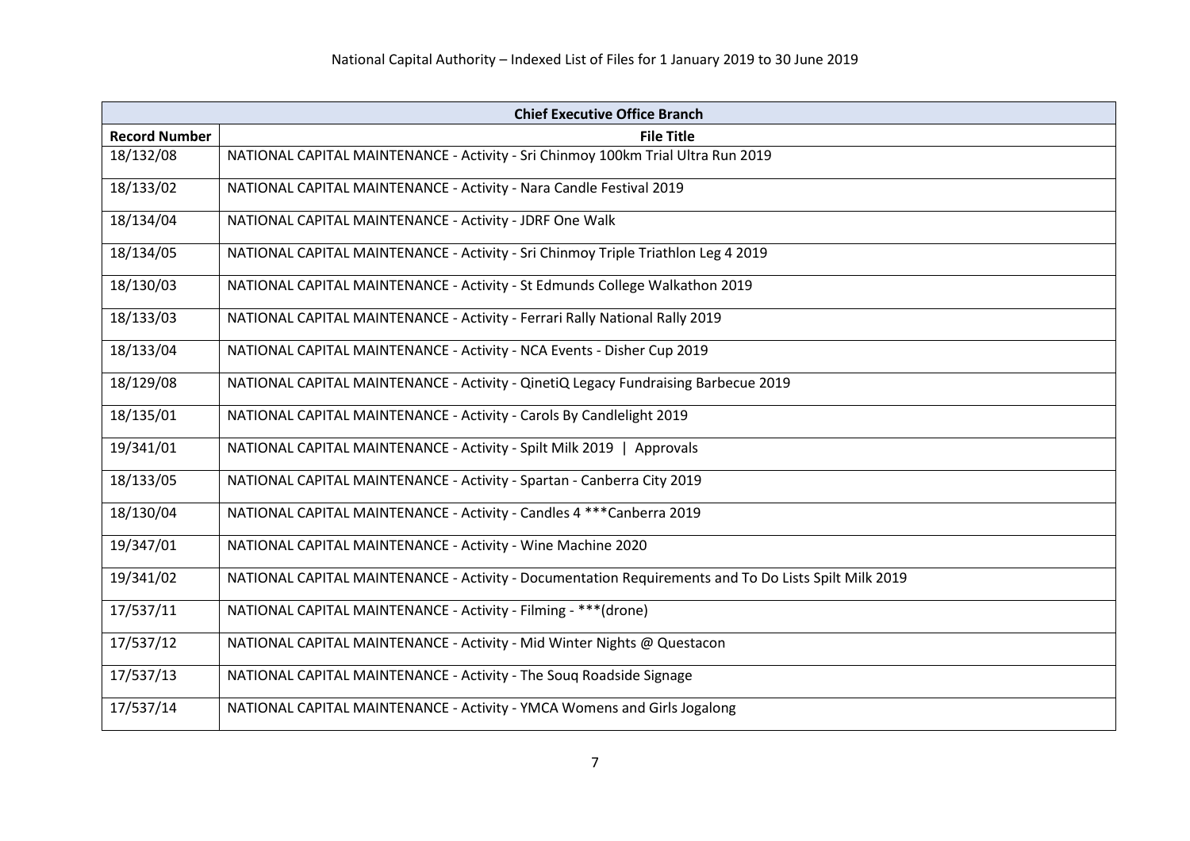| Chief Executive Office Branch | |
|---|---|
| **Record Number** | **File Title** |
| 18/132/08 | NATIONAL CAPITAL MAINTENANCE - Activity - Sri Chinmoy 100km Trial Ultra Run 2019 |
| 18/133/02 | NATIONAL CAPITAL MAINTENANCE - Activity - Nara Candle Festival 2019 |
| 18/134/04 | NATIONAL CAPITAL MAINTENANCE - Activity - JDRF One Walk |
| 18/134/05 | NATIONAL CAPITAL MAINTENANCE - Activity - Sri Chinmoy Triple Triathlon Leg 4 2019 |
| 18/130/03 | NATIONAL CAPITAL MAINTENANCE - Activity - St Edmunds College Walkathon 2019 |
| 18/133/03 | NATIONAL CAPITAL MAINTENANCE - Activity - Ferrari Rally National Rally 2019 |
| 18/133/04 | NATIONAL CAPITAL MAINTENANCE - Activity - NCA Events - Disher Cup 2019 |
| 18/129/08 | NATIONAL CAPITAL MAINTENANCE - Activity - QinetiQ Legacy Fundraising Barbecue 2019 |
| 18/135/01 | NATIONAL CAPITAL MAINTENANCE - Activity - Carols By Candlelight 2019 |
| 19/341/01 | NATIONAL CAPITAL MAINTENANCE - Activity - Spilt Milk 2019 \| Approvals |
| 18/133/05 | NATIONAL CAPITAL MAINTENANCE - Activity - Spartan - Canberra City 2019 |
| 18/130/04 | NATIONAL CAPITAL MAINTENANCE - Activity - Candles 4 ***Canberra 2019 |
| 19/347/01 | NATIONAL CAPITAL MAINTENANCE - Activity - Wine Machine 2020 |
| 19/341/02 | NATIONAL CAPITAL MAINTENANCE - Activity - Documentation Requirements and To Do Lists Spilt Milk 2019 |
| 17/537/11 | NATIONAL CAPITAL MAINTENANCE - Activity - Filming - ***(drone) |
| 17/537/12 | NATIONAL CAPITAL MAINTENANCE - Activity - Mid Winter Nights @ Questacon |
| 17/537/13 | NATIONAL CAPITAL MAINTENANCE - Activity - The Souq Roadside Signage |
| 17/537/14 | NATIONAL CAPITAL MAINTENANCE - Activity - YMCA Womens and Girls Jogalong |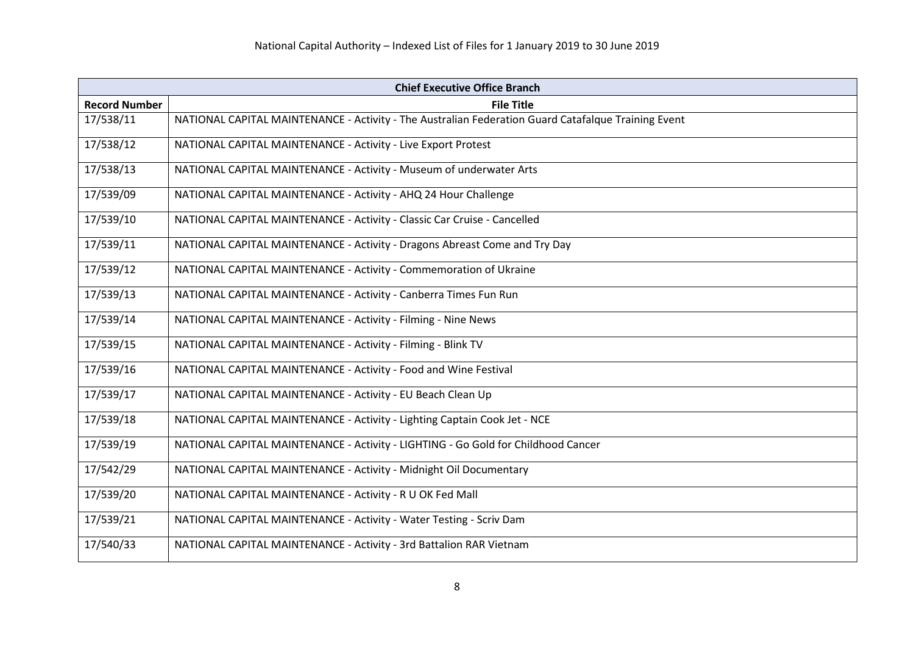| Chief Executive Office Branch | |
|---|---|
| **Record Number** | **File Title** |
| 17/538/11 | NATIONAL CAPITAL MAINTENANCE - Activity - The Australian Federation Guard Catafalque Training Event |
| 17/538/12 | NATIONAL CAPITAL MAINTENANCE - Activity - Live Export Protest |
| 17/538/13 | NATIONAL CAPITAL MAINTENANCE - Activity - Museum of underwater Arts |
| 17/539/09 | NATIONAL CAPITAL MAINTENANCE - Activity - AHQ 24 Hour Challenge |
| 17/539/10 | NATIONAL CAPITAL MAINTENANCE - Activity - Classic Car Cruise - Cancelled |
| 17/539/11 | NATIONAL CAPITAL MAINTENANCE - Activity - Dragons Abreast Come and Try Day |
| 17/539/12 | NATIONAL CAPITAL MAINTENANCE - Activity - Commemoration of Ukraine |
| 17/539/13 | NATIONAL CAPITAL MAINTENANCE - Activity - Canberra Times Fun Run |
| 17/539/14 | NATIONAL CAPITAL MAINTENANCE - Activity - Filming - Nine News |
| 17/539/15 | NATIONAL CAPITAL MAINTENANCE - Activity - Filming - Blink TV |
| 17/539/16 | NATIONAL CAPITAL MAINTENANCE - Activity - Food and Wine Festival |
| 17/539/17 | NATIONAL CAPITAL MAINTENANCE - Activity - EU Beach Clean Up |
| 17/539/18 | NATIONAL CAPITAL MAINTENANCE - Activity - Lighting Captain Cook Jet - NCE |
| 17/539/19 | NATIONAL CAPITAL MAINTENANCE - Activity - LIGHTING - Go Gold for Childhood Cancer |
| 17/542/29 | NATIONAL CAPITAL MAINTENANCE - Activity - Midnight Oil Documentary |
| 17/539/20 | NATIONAL CAPITAL MAINTENANCE - Activity - R U OK Fed Mall |
| 17/539/21 | NATIONAL CAPITAL MAINTENANCE - Activity - Water Testing - Scriv Dam |
| 17/540/33 | NATIONAL CAPITAL MAINTENANCE - Activity - 3rd Battalion RAR Vietnam |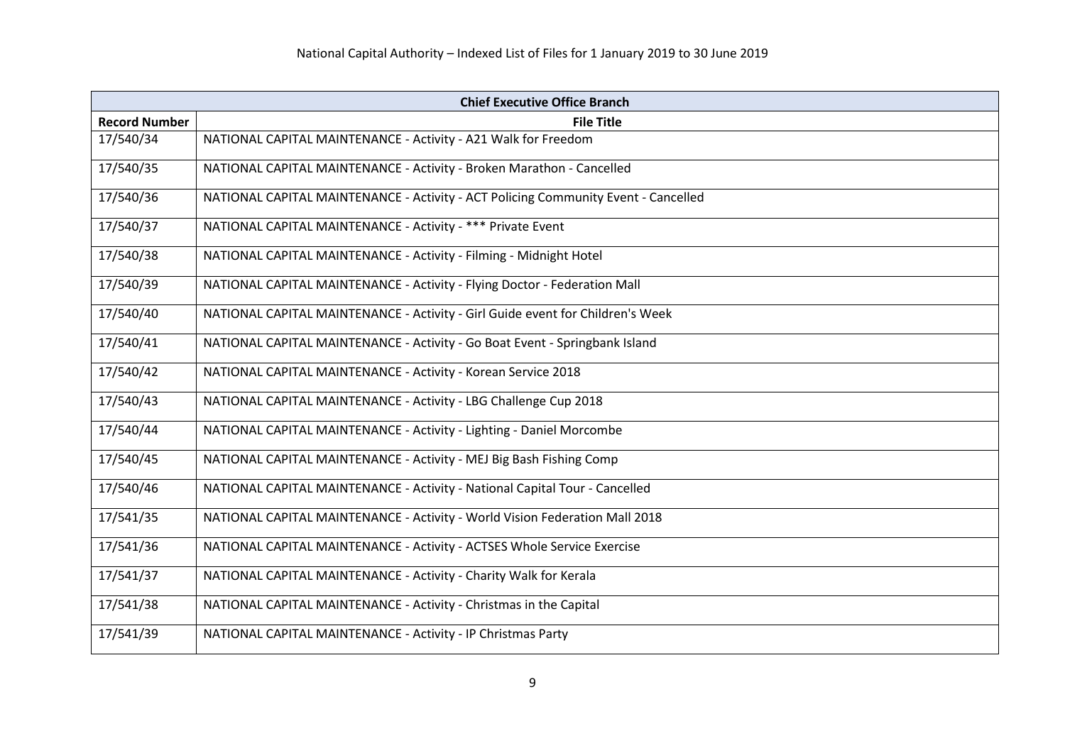| Chief Executive Office Branch | |
|---|---|
| **Record Number** | **File Title** |
| 17/540/34 | NATIONAL CAPITAL MAINTENANCE - Activity - A21 Walk for Freedom |
| 17/540/35 | NATIONAL CAPITAL MAINTENANCE - Activity - Broken Marathon - Cancelled |
| 17/540/36 | NATIONAL CAPITAL MAINTENANCE - Activity - ACT Policing Community Event - Cancelled |
| 17/540/37 | NATIONAL CAPITAL MAINTENANCE - Activity - *** Private Event |
| 17/540/38 | NATIONAL CAPITAL MAINTENANCE - Activity - Filming - Midnight Hotel |
| 17/540/39 | NATIONAL CAPITAL MAINTENANCE - Activity - Flying Doctor - Federation Mall |
| 17/540/40 | NATIONAL CAPITAL MAINTENANCE - Activity - Girl Guide event for Children's Week |
| 17/540/41 | NATIONAL CAPITAL MAINTENANCE - Activity - Go Boat Event - Springbank Island |
| 17/540/42 | NATIONAL CAPITAL MAINTENANCE - Activity - Korean Service 2018 |
| 17/540/43 | NATIONAL CAPITAL MAINTENANCE - Activity - LBG Challenge Cup 2018 |
| 17/540/44 | NATIONAL CAPITAL MAINTENANCE - Activity - Lighting - Daniel Morcombe |
| 17/540/45 | NATIONAL CAPITAL MAINTENANCE - Activity - MEJ Big Bash Fishing Comp |
| 17/540/46 | NATIONAL CAPITAL MAINTENANCE - Activity - National Capital Tour - Cancelled |
| 17/541/35 | NATIONAL CAPITAL MAINTENANCE - Activity - World Vision Federation Mall 2018 |
| 17/541/36 | NATIONAL CAPITAL MAINTENANCE - Activity - ACTSES Whole Service Exercise |
| 17/541/37 | NATIONAL CAPITAL MAINTENANCE - Activity - Charity Walk for Kerala |
| 17/541/38 | NATIONAL CAPITAL MAINTENANCE - Activity - Christmas in the Capital |
| 17/541/39 | NATIONAL CAPITAL MAINTENANCE - Activity - IP Christmas Party |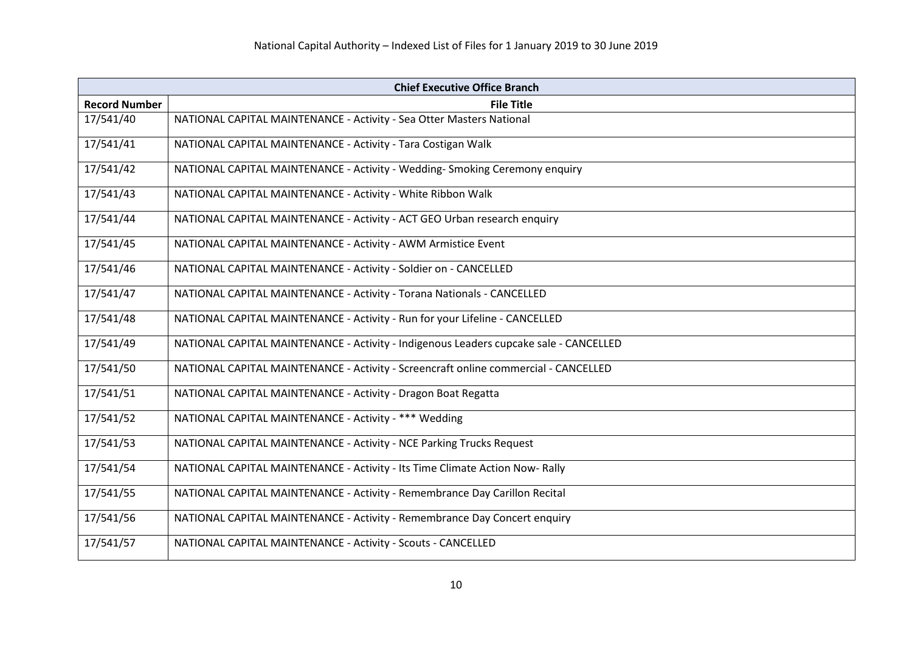| Chief Executive Office Branch | |
|---|---|
| **Record Number** | **File Title** |
| 17/541/40 | NATIONAL CAPITAL MAINTENANCE - Activity - Sea Otter Masters National |
| 17/541/41 | NATIONAL CAPITAL MAINTENANCE - Activity - Tara Costigan Walk |
| 17/541/42 | NATIONAL CAPITAL MAINTENANCE - Activity - Wedding- Smoking Ceremony enquiry |
| 17/541/43 | NATIONAL CAPITAL MAINTENANCE - Activity - White Ribbon Walk |
| 17/541/44 | NATIONAL CAPITAL MAINTENANCE - Activity - ACT GEO Urban research enquiry |
| 17/541/45 | NATIONAL CAPITAL MAINTENANCE - Activity - AWM Armistice Event |
| 17/541/46 | NATIONAL CAPITAL MAINTENANCE - Activity - Soldier on - CANCELLED |
| 17/541/47 | NATIONAL CAPITAL MAINTENANCE - Activity - Torana Nationals - CANCELLED |
| 17/541/48 | NATIONAL CAPITAL MAINTENANCE - Activity - Run for your Lifeline - CANCELLED |
| 17/541/49 | NATIONAL CAPITAL MAINTENANCE - Activity - Indigenous Leaders cupcake sale - CANCELLED |
| 17/541/50 | NATIONAL CAPITAL MAINTENANCE - Activity - Screencraft online commercial - CANCELLED |
| 17/541/51 | NATIONAL CAPITAL MAINTENANCE - Activity - Dragon Boat Regatta |
| 17/541/52 | NATIONAL CAPITAL MAINTENANCE - Activity - *** Wedding |
| 17/541/53 | NATIONAL CAPITAL MAINTENANCE - Activity - NCE Parking Trucks Request |
| 17/541/54 | NATIONAL CAPITAL MAINTENANCE - Activity - Its Time Climate Action Now- Rally |
| 17/541/55 | NATIONAL CAPITAL MAINTENANCE - Activity - Remembrance Day Carillon Recital |
| 17/541/56 | NATIONAL CAPITAL MAINTENANCE - Activity - Remembrance Day Concert enquiry |
| 17/541/57 | NATIONAL CAPITAL MAINTENANCE - Activity - Scouts - CANCELLED |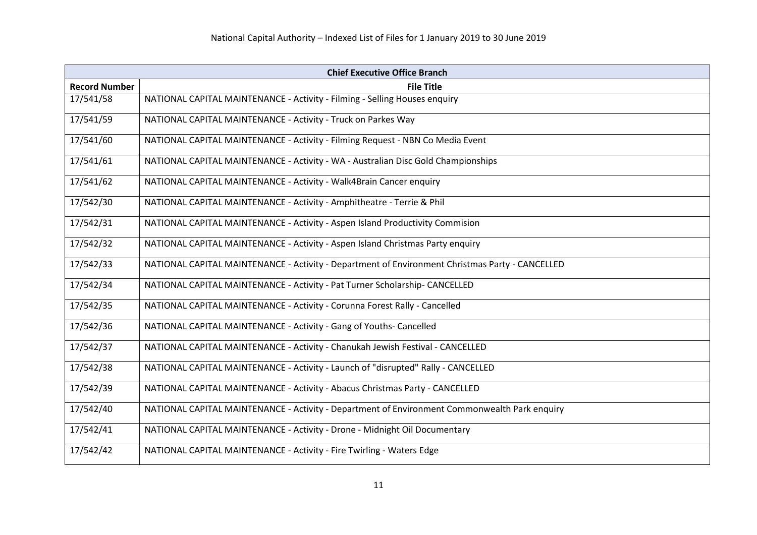National Capital Authority – Indexed List of Files for 1 January 2019 to 30 June 2019

| Chief Executive Office Branch | |
|---|---|
| **Record Number** | **File Title** |
| 17/541/58 | NATIONAL CAPITAL MAINTENANCE - Activity - Filming - Selling Houses enquiry |
| 17/541/59 | NATIONAL CAPITAL MAINTENANCE - Activity - Truck on Parkes Way |
| 17/541/60 | NATIONAL CAPITAL MAINTENANCE - Activity - Filming Request - NBN Co Media Event |
| 17/541/61 | NATIONAL CAPITAL MAINTENANCE - Activity - WA - Australian Disc Gold Championships |
| 17/541/62 | NATIONAL CAPITAL MAINTENANCE - Activity - Walk4Brain Cancer enquiry |
| 17/542/30 | NATIONAL CAPITAL MAINTENANCE - Activity - Amphitheatre - Terrie & Phil |
| 17/542/31 | NATIONAL CAPITAL MAINTENANCE - Activity - Aspen Island Productivity Commision |
| 17/542/32 | NATIONAL CAPITAL MAINTENANCE - Activity - Aspen Island Christmas Party enquiry |
| 17/542/33 | NATIONAL CAPITAL MAINTENANCE - Activity - Department of Environment Christmas Party - CANCELLED |
| 17/542/34 | NATIONAL CAPITAL MAINTENANCE - Activity - Pat Turner Scholarship- CANCELLED |
| 17/542/35 | NATIONAL CAPITAL MAINTENANCE - Activity - Corunna Forest Rally - Cancelled |
| 17/542/36 | NATIONAL CAPITAL MAINTENANCE - Activity - Gang of Youths- Cancelled |
| 17/542/37 | NATIONAL CAPITAL MAINTENANCE - Activity - Chanukah Jewish Festival - CANCELLED |
| 17/542/38 | NATIONAL CAPITAL MAINTENANCE - Activity - Launch of "disrupted" Rally - CANCELLED |
| 17/542/39 | NATIONAL CAPITAL MAINTENANCE - Activity - Abacus Christmas Party - CANCELLED |
| 17/542/40 | NATIONAL CAPITAL MAINTENANCE - Activity - Department of Environment Commonwealth Park enquiry |
| 17/542/41 | NATIONAL CAPITAL MAINTENANCE - Activity - Drone - Midnight Oil Documentary |
| 17/542/42 | NATIONAL CAPITAL MAINTENANCE - Activity - Fire Twirling - Waters Edge |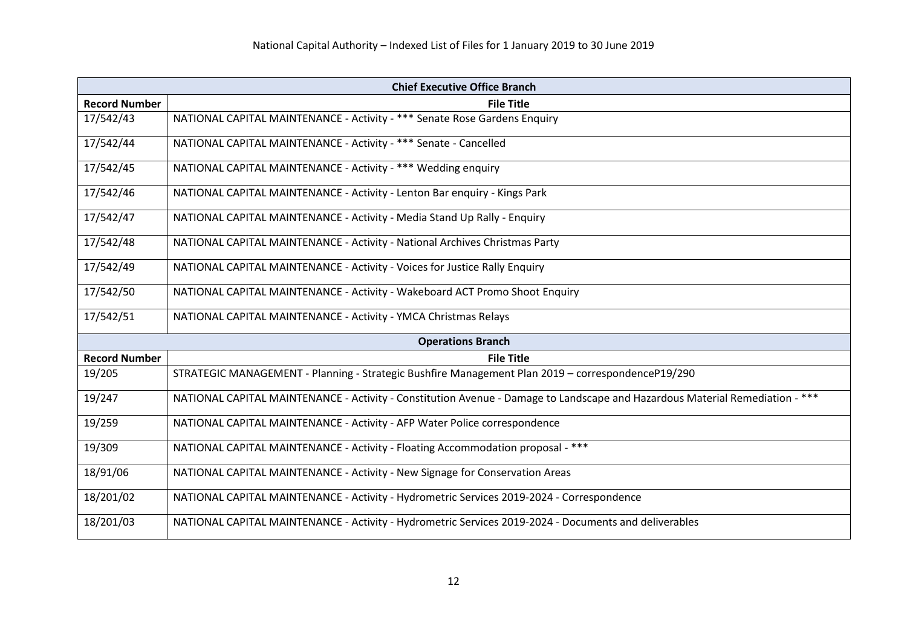National Capital Authority – Indexed List of Files for 1 January 2019 to 30 June 2019

| Chief Executive Office Branch | |
|---|---|
| **Record Number** | **File Title** |
| 17/542/43 | NATIONAL CAPITAL MAINTENANCE - Activity - *** Senate Rose Gardens Enquiry |
| 17/542/44 | NATIONAL CAPITAL MAINTENANCE - Activity - *** Senate - Cancelled |
| 17/542/45 | NATIONAL CAPITAL MAINTENANCE - Activity - *** Wedding enquiry |
| 17/542/46 | NATIONAL CAPITAL MAINTENANCE - Activity - Lenton Bar enquiry - Kings Park |
| 17/542/47 | NATIONAL CAPITAL MAINTENANCE - Activity - Media Stand Up Rally - Enquiry |
| 17/542/48 | NATIONAL CAPITAL MAINTENANCE - Activity - National Archives Christmas Party |
| 17/542/49 | NATIONAL CAPITAL MAINTENANCE - Activity - Voices for Justice Rally Enquiry |
| 17/542/50 | NATIONAL CAPITAL MAINTENANCE - Activity - Wakeboard ACT Promo Shoot Enquiry |
| 17/542/51 | NATIONAL CAPITAL MAINTENANCE - Activity - YMCA Christmas Relays |

| Operations Branch | |
|---|---|
| **Record Number** | **File Title** |
| 19/205 | STRATEGIC MANAGEMENT - Planning - Strategic Bushfire Management Plan 2019 – correspondenceP19/290 |
| 19/247 | NATIONAL CAPITAL MAINTENANCE - Activity - Constitution Avenue - Damage to Landscape and Hazardous Material Remediation - *** |
| 19/259 | NATIONAL CAPITAL MAINTENANCE - Activity - AFP Water Police correspondence |
| 19/309 | NATIONAL CAPITAL MAINTENANCE - Activity - Floating Accommodation proposal - *** |
| 18/91/06 | NATIONAL CAPITAL MAINTENANCE - Activity - New Signage for Conservation Areas |
| 18/201/02 | NATIONAL CAPITAL MAINTENANCE - Activity - Hydrometric Services 2019-2024 - Correspondence |
| 18/201/03 | NATIONAL CAPITAL MAINTENANCE - Activity - Hydrometric Services 2019-2024 - Documents and deliverables |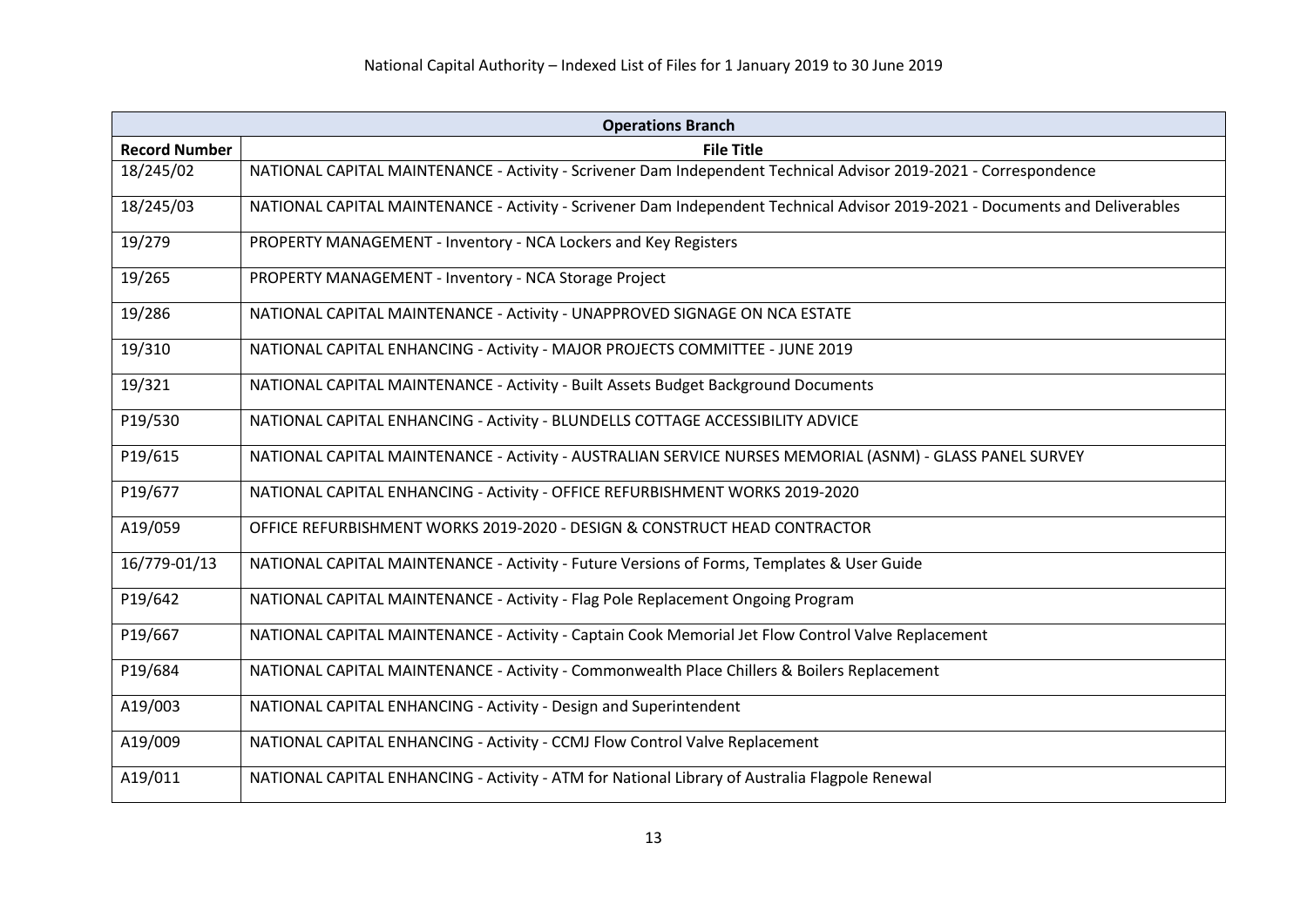National Capital Authority – Indexed List of Files for 1 January 2019 to 30 June 2019

| Operations Branch | |
|---|---|
| **Record Number** | **File Title** |
| 18/245/02 | NATIONAL CAPITAL MAINTENANCE - Activity - Scrivener Dam Independent Technical Advisor 2019-2021 - Correspondence |
| 18/245/03 | NATIONAL CAPITAL MAINTENANCE - Activity - Scrivener Dam Independent Technical Advisor 2019-2021 - Documents and Deliverables |
| 19/279 | PROPERTY MANAGEMENT - Inventory - NCA Lockers and Key Registers |
| 19/265 | PROPERTY MANAGEMENT - Inventory - NCA Storage Project |
| 19/286 | NATIONAL CAPITAL MAINTENANCE - Activity - UNAPPROVED SIGNAGE ON NCA ESTATE |
| 19/310 | NATIONAL CAPITAL ENHANCING - Activity - MAJOR PROJECTS COMMITTEE - JUNE 2019 |
| 19/321 | NATIONAL CAPITAL MAINTENANCE - Activity - Built Assets Budget Background Documents |
| P19/530 | NATIONAL CAPITAL ENHANCING - Activity - BLUNDELLS COTTAGE ACCESSIBILITY ADVICE |
| P19/615 | NATIONAL CAPITAL MAINTENANCE - Activity - AUSTRALIAN SERVICE NURSES MEMORIAL (ASNM) - GLASS PANEL SURVEY |
| P19/677 | NATIONAL CAPITAL ENHANCING - Activity - OFFICE REFURBISHMENT WORKS 2019-2020 |
| A19/059 | OFFICE REFURBISHMENT WORKS 2019-2020 - DESIGN & CONSTRUCT HEAD CONTRACTOR |
| 16/779-01/13 | NATIONAL CAPITAL MAINTENANCE - Activity - Future Versions of Forms, Templates & User Guide |
| P19/642 | NATIONAL CAPITAL MAINTENANCE - Activity - Flag Pole Replacement Ongoing Program |
| P19/667 | NATIONAL CAPITAL MAINTENANCE - Activity - Captain Cook Memorial Jet Flow Control Valve Replacement |
| P19/684 | NATIONAL CAPITAL MAINTENANCE - Activity - Commonwealth Place Chillers & Boilers Replacement |
| A19/003 | NATIONAL CAPITAL ENHANCING - Activity - Design and Superintendent |
| A19/009 | NATIONAL CAPITAL ENHANCING - Activity - CCMJ Flow Control Valve Replacement |
| A19/011 | NATIONAL CAPITAL ENHANCING - Activity - ATM for National Library of Australia Flagpole Renewal |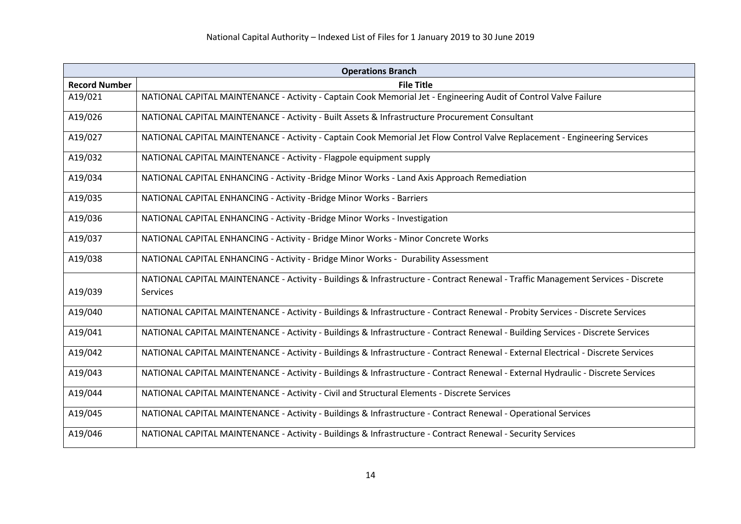National Capital Authority – Indexed List of Files for 1 January 2019 to 30 June 2019

| Operations Branch | |
|---|---|
| **Record Number** | **File Title** |
| A19/021 | NATIONAL CAPITAL MAINTENANCE - Activity - Captain Cook Memorial Jet - Engineering Audit of Control Valve Failure |
| A19/026 | NATIONAL CAPITAL MAINTENANCE - Activity - Built Assets & Infrastructure Procurement Consultant |
| A19/027 | NATIONAL CAPITAL MAINTENANCE - Activity - Captain Cook Memorial Jet Flow Control Valve Replacement - Engineering Services |
| A19/032 | NATIONAL CAPITAL MAINTENANCE - Activity - Flagpole equipment supply |
| A19/034 | NATIONAL CAPITAL ENHANCING - Activity -Bridge Minor Works - Land Axis Approach Remediation |
| A19/035 | NATIONAL CAPITAL ENHANCING - Activity -Bridge Minor Works - Barriers |
| A19/036 | NATIONAL CAPITAL ENHANCING - Activity -Bridge Minor Works - Investigation |
| A19/037 | NATIONAL CAPITAL ENHANCING - Activity - Bridge Minor Works - Minor Concrete Works |
| A19/038 | NATIONAL CAPITAL ENHANCING - Activity - Bridge Minor Works - Durability Assessment |
| A19/039 | NATIONAL CAPITAL MAINTENANCE - Activity - Buildings & Infrastructure - Contract Renewal - Traffic Management Services - Discrete Services |
| A19/040 | NATIONAL CAPITAL MAINTENANCE - Activity - Buildings & Infrastructure - Contract Renewal - Probity Services - Discrete Services |
| A19/041 | NATIONAL CAPITAL MAINTENANCE - Activity - Buildings & Infrastructure - Contract Renewal - Building Services - Discrete Services |
| A19/042 | NATIONAL CAPITAL MAINTENANCE - Activity - Buildings & Infrastructure - Contract Renewal - External Electrical - Discrete Services |
| A19/043 | NATIONAL CAPITAL MAINTENANCE - Activity - Buildings & Infrastructure - Contract Renewal - External Hydraulic - Discrete Services |
| A19/044 | NATIONAL CAPITAL MAINTENANCE - Activity - Civil and Structural Elements - Discrete Services |
| A19/045 | NATIONAL CAPITAL MAINTENANCE - Activity - Buildings & Infrastructure - Contract Renewal - Operational Services |
| A19/046 | NATIONAL CAPITAL MAINTENANCE - Activity - Buildings & Infrastructure - Contract Renewal - Security Services |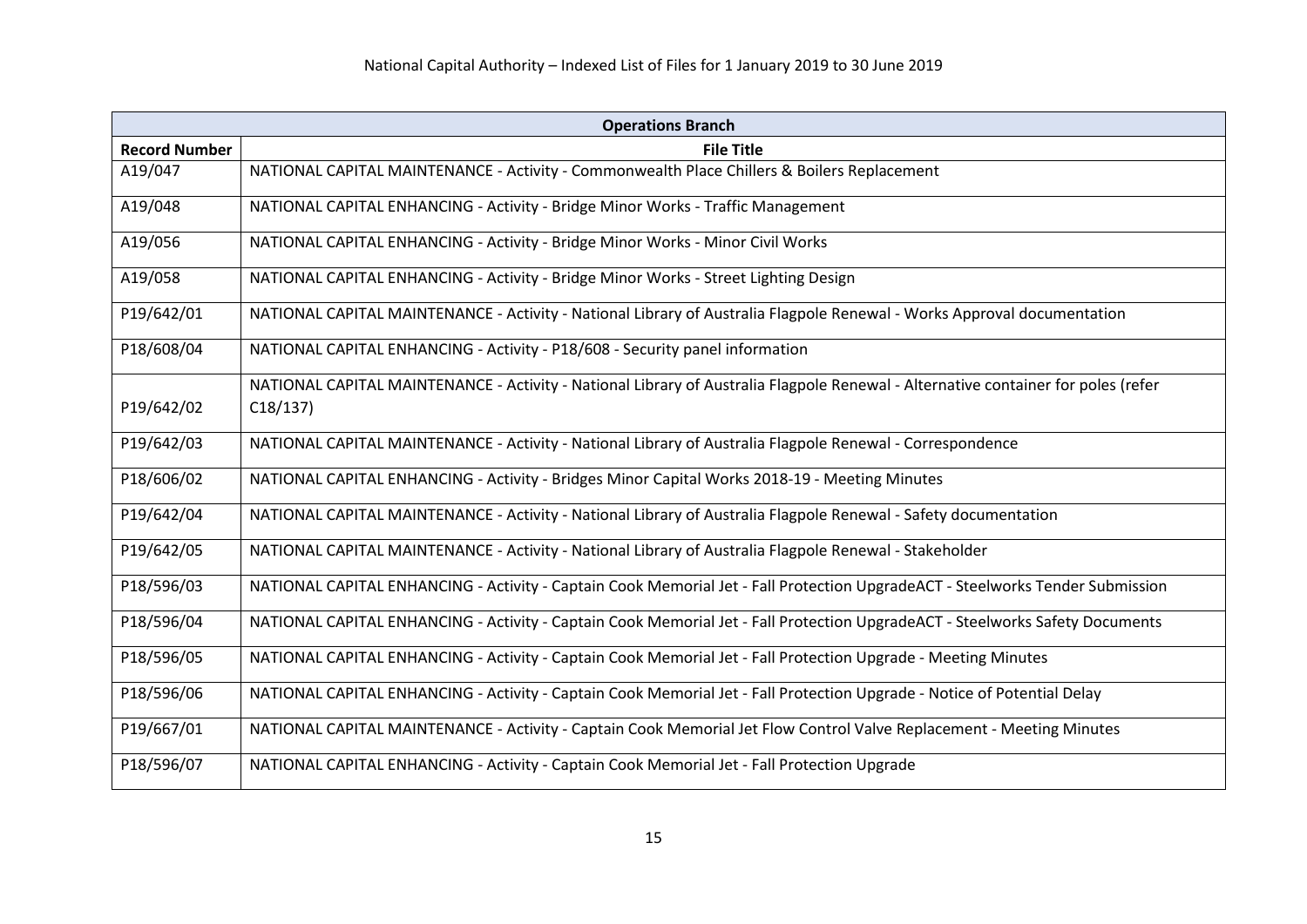| Operations Branch | |
|---|---|
| **Record Number** | **File Title** |
| A19/047 | NATIONAL CAPITAL MAINTENANCE - Activity - Commonwealth Place Chillers & Boilers Replacement |
| A19/048 | NATIONAL CAPITAL ENHANCING - Activity - Bridge Minor Works - Traffic Management |
| A19/056 | NATIONAL CAPITAL ENHANCING - Activity - Bridge Minor Works - Minor Civil Works |
| A19/058 | NATIONAL CAPITAL ENHANCING - Activity - Bridge Minor Works - Street Lighting Design |
| P19/642/01 | NATIONAL CAPITAL MAINTENANCE - Activity - National Library of Australia Flagpole Renewal - Works Approval documentation |
| P18/608/04 | NATIONAL CAPITAL ENHANCING - Activity - P18/608 - Security panel information |
| P19/642/02 | NATIONAL CAPITAL MAINTENANCE - Activity - National Library of Australia Flagpole Renewal - Alternative container for poles (refer C18/137) |
| P19/642/03 | NATIONAL CAPITAL MAINTENANCE - Activity - National Library of Australia Flagpole Renewal - Correspondence |
| P18/606/02 | NATIONAL CAPITAL ENHANCING - Activity - Bridges Minor Capital Works 2018-19 - Meeting Minutes |
| P19/642/04 | NATIONAL CAPITAL MAINTENANCE - Activity - National Library of Australia Flagpole Renewal - Safety documentation |
| P19/642/05 | NATIONAL CAPITAL MAINTENANCE - Activity - National Library of Australia Flagpole Renewal - Stakeholder |
| P18/596/03 | NATIONAL CAPITAL ENHANCING - Activity - Captain Cook Memorial Jet - Fall Protection UpgradeACT - Steelworks Tender Submission |
| P18/596/04 | NATIONAL CAPITAL ENHANCING - Activity - Captain Cook Memorial Jet - Fall Protection UpgradeACT - Steelworks Safety Documents |
| P18/596/05 | NATIONAL CAPITAL ENHANCING - Activity - Captain Cook Memorial Jet - Fall Protection Upgrade - Meeting Minutes |
| P18/596/06 | NATIONAL CAPITAL ENHANCING - Activity - Captain Cook Memorial Jet - Fall Protection Upgrade - Notice of Potential Delay |
| P19/667/01 | NATIONAL CAPITAL MAINTENANCE - Activity - Captain Cook Memorial Jet Flow Control Valve Replacement - Meeting Minutes |
| P18/596/07 | NATIONAL CAPITAL ENHANCING - Activity - Captain Cook Memorial Jet - Fall Protection Upgrade |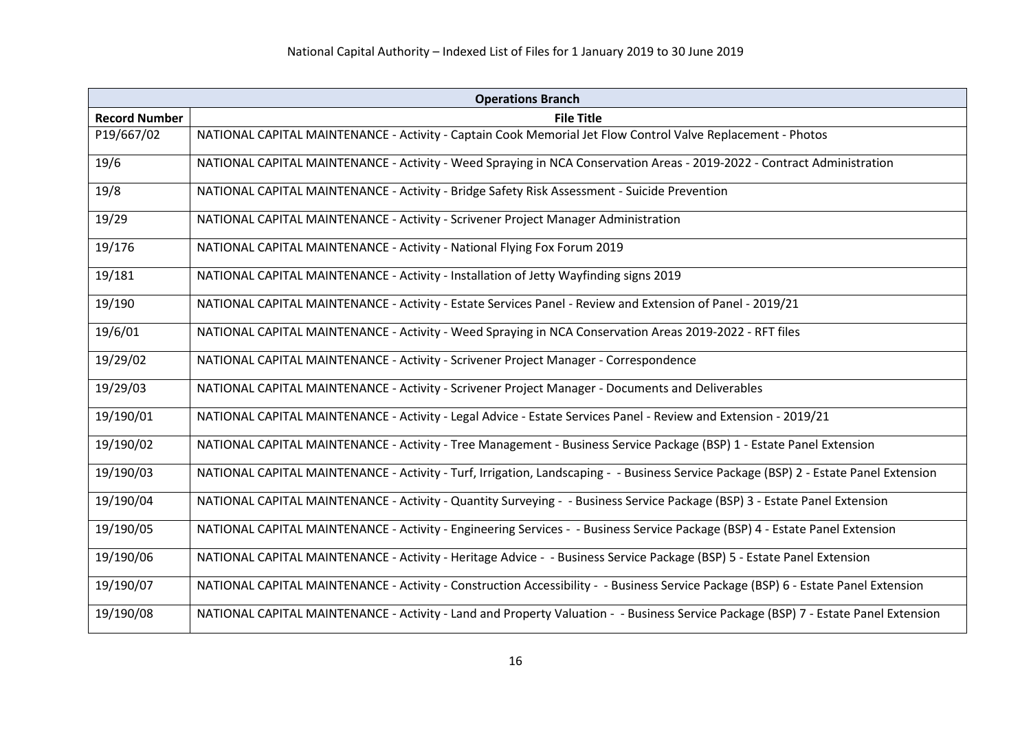| Operations Branch | |
|---|---|
| **Record Number** | **File Title** |
| P19/667/02 | NATIONAL CAPITAL MAINTENANCE - Activity - Captain Cook Memorial Jet Flow Control Valve Replacement - Photos |
| 19/6 | NATIONAL CAPITAL MAINTENANCE - Activity - Weed Spraying in NCA Conservation Areas - 2019-2022 - Contract Administration |
| 19/8 | NATIONAL CAPITAL MAINTENANCE - Activity - Bridge Safety Risk Assessment - Suicide Prevention |
| 19/29 | NATIONAL CAPITAL MAINTENANCE - Activity - Scrivener Project Manager Administration |
| 19/176 | NATIONAL CAPITAL MAINTENANCE - Activity - National Flying Fox Forum 2019 |
| 19/181 | NATIONAL CAPITAL MAINTENANCE - Activity - Installation of Jetty Wayfinding signs 2019 |
| 19/190 | NATIONAL CAPITAL MAINTENANCE - Activity - Estate Services Panel - Review and Extension of Panel - 2019/21 |
| 19/6/01 | NATIONAL CAPITAL MAINTENANCE - Activity - Weed Spraying in NCA Conservation Areas 2019-2022 - RFT files |
| 19/29/02 | NATIONAL CAPITAL MAINTENANCE - Activity - Scrivener Project Manager - Correspondence |
| 19/29/03 | NATIONAL CAPITAL MAINTENANCE - Activity - Scrivener Project Manager - Documents and Deliverables |
| 19/190/01 | NATIONAL CAPITAL MAINTENANCE - Activity - Legal Advice - Estate Services Panel - Review and Extension - 2019/21 |
| 19/190/02 | NATIONAL CAPITAL MAINTENANCE - Activity - Tree Management - Business Service Package (BSP) 1 - Estate Panel Extension |
| 19/190/03 | NATIONAL CAPITAL MAINTENANCE - Activity - Turf, Irrigation, Landscaping - - Business Service Package (BSP) 2 - Estate Panel Extension |
| 19/190/04 | NATIONAL CAPITAL MAINTENANCE - Activity - Quantity Surveying - - Business Service Package (BSP) 3 - Estate Panel Extension |
| 19/190/05 | NATIONAL CAPITAL MAINTENANCE - Activity - Engineering Services - - Business Service Package (BSP) 4 - Estate Panel Extension |
| 19/190/06 | NATIONAL CAPITAL MAINTENANCE - Activity - Heritage Advice - - Business Service Package (BSP) 5 - Estate Panel Extension |
| 19/190/07 | NATIONAL CAPITAL MAINTENANCE - Activity - Construction Accessibility - - Business Service Package (BSP) 6 - Estate Panel Extension |
| 19/190/08 | NATIONAL CAPITAL MAINTENANCE - Activity - Land and Property Valuation - - Business Service Package (BSP) 7 - Estate Panel Extension |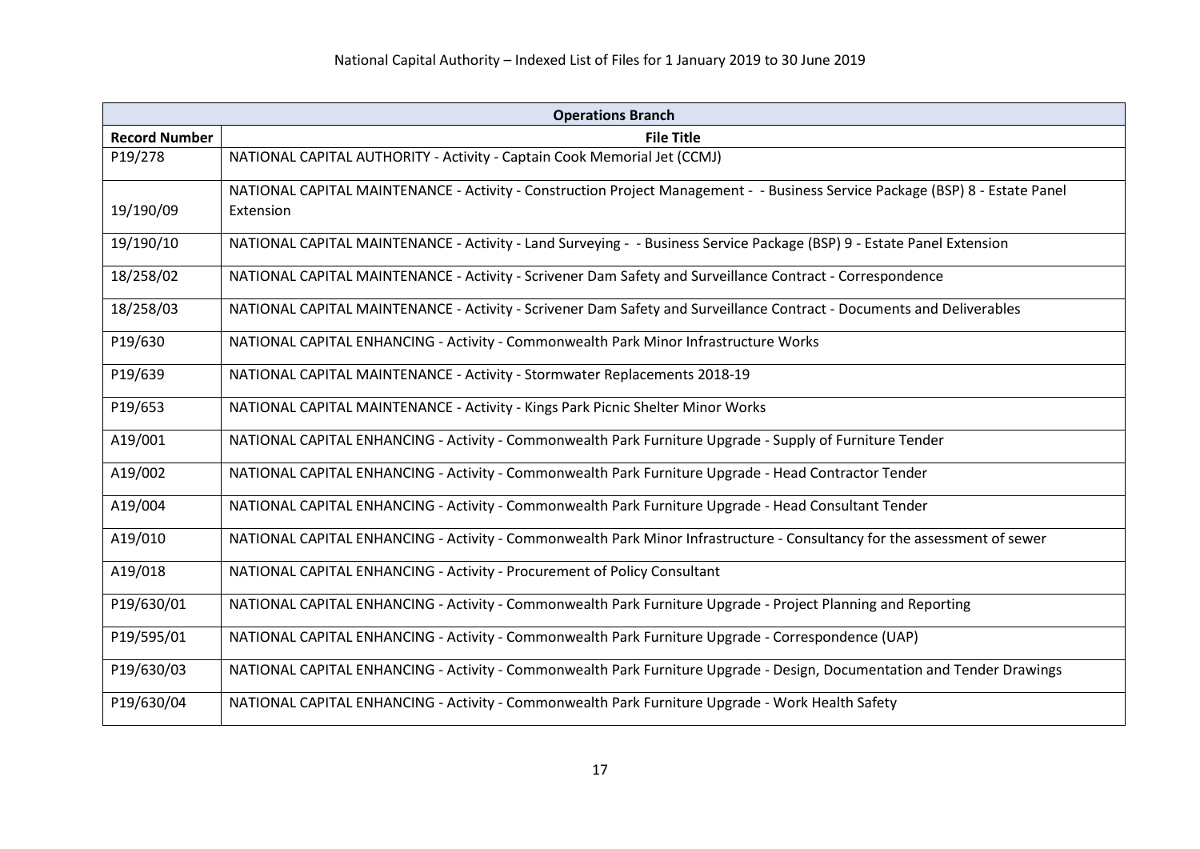| Operations Branch | |
|---|---|
| **Record Number** | **File Title** |
| P19/278 | NATIONAL CAPITAL AUTHORITY - Activity - Captain Cook Memorial Jet (CCMJ) |
| 19/190/09 | NATIONAL CAPITAL MAINTENANCE - Activity - Construction Project Management - - Business Service Package (BSP) 8 - Estate Panel Extension |
| 19/190/10 | NATIONAL CAPITAL MAINTENANCE - Activity - Land Surveying - - Business Service Package (BSP) 9 - Estate Panel Extension |
| 18/258/02 | NATIONAL CAPITAL MAINTENANCE - Activity - Scrivener Dam Safety and Surveillance Contract - Correspondence |
| 18/258/03 | NATIONAL CAPITAL MAINTENANCE - Activity - Scrivener Dam Safety and Surveillance Contract - Documents and Deliverables |
| P19/630 | NATIONAL CAPITAL ENHANCING - Activity - Commonwealth Park Minor Infrastructure Works |
| P19/639 | NATIONAL CAPITAL MAINTENANCE - Activity - Stormwater Replacements 2018-19 |
| P19/653 | NATIONAL CAPITAL MAINTENANCE - Activity - Kings Park Picnic Shelter Minor Works |
| A19/001 | NATIONAL CAPITAL ENHANCING - Activity - Commonwealth Park Furniture Upgrade - Supply of Furniture Tender |
| A19/002 | NATIONAL CAPITAL ENHANCING - Activity - Commonwealth Park Furniture Upgrade - Head Contractor Tender |
| A19/004 | NATIONAL CAPITAL ENHANCING - Activity - Commonwealth Park Furniture Upgrade - Head Consultant Tender |
| A19/010 | NATIONAL CAPITAL ENHANCING - Activity - Commonwealth Park Minor Infrastructure - Consultancy for the assessment of sewer |
| A19/018 | NATIONAL CAPITAL ENHANCING - Activity - Procurement of Policy Consultant |
| P19/630/01 | NATIONAL CAPITAL ENHANCING - Activity - Commonwealth Park Furniture Upgrade - Project Planning and Reporting |
| P19/595/01 | NATIONAL CAPITAL ENHANCING - Activity - Commonwealth Park Furniture Upgrade - Correspondence (UAP) |
| P19/630/03 | NATIONAL CAPITAL ENHANCING - Activity - Commonwealth Park Furniture Upgrade - Design, Documentation and Tender Drawings |
| P19/630/04 | NATIONAL CAPITAL ENHANCING - Activity - Commonwealth Park Furniture Upgrade - Work Health Safety |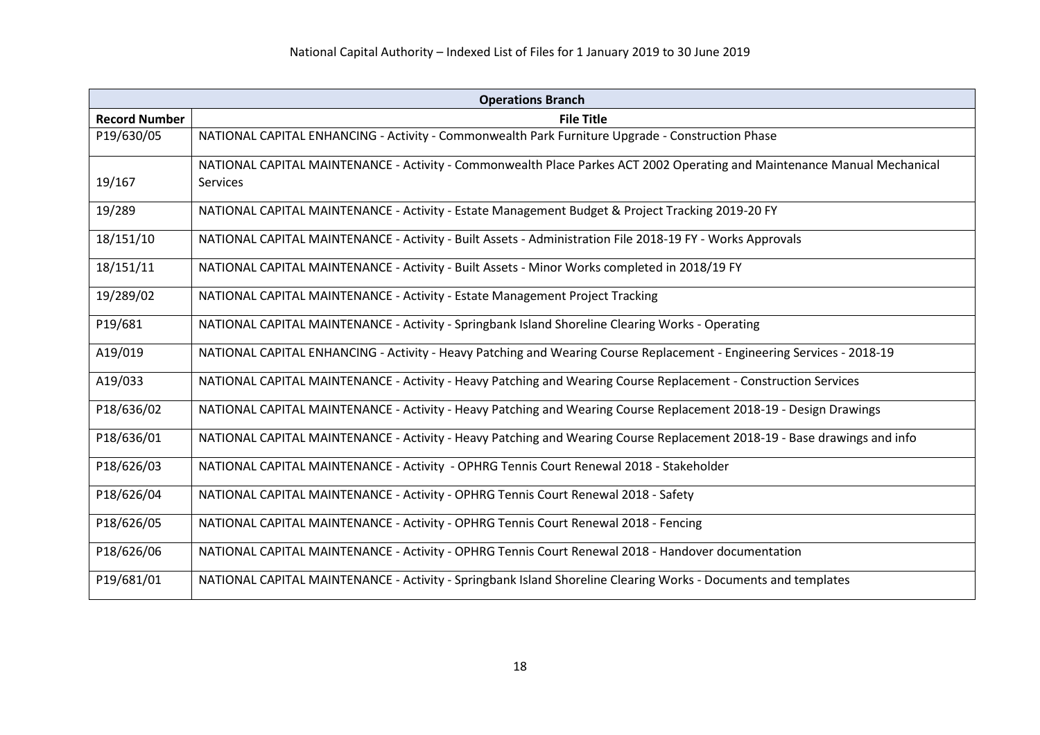National Capital Authority – Indexed List of Files for 1 January 2019 to 30 June 2019

| Operations Branch | |
|---|---|
| **Record Number** | **File Title** |
| P19/630/05 | NATIONAL CAPITAL ENHANCING - Activity - Commonwealth Park Furniture Upgrade - Construction Phase |
| 19/167 | NATIONAL CAPITAL MAINTENANCE - Activity - Commonwealth Place Parkes ACT 2002 Operating and Maintenance Manual Mechanical Services |
| 19/289 | NATIONAL CAPITAL MAINTENANCE - Activity - Estate Management Budget & Project Tracking 2019-20 FY |
| 18/151/10 | NATIONAL CAPITAL MAINTENANCE - Activity - Built Assets - Administration File 2018-19 FY - Works Approvals |
| 18/151/11 | NATIONAL CAPITAL MAINTENANCE - Activity - Built Assets - Minor Works completed in 2018/19 FY |
| 19/289/02 | NATIONAL CAPITAL MAINTENANCE - Activity - Estate Management Project Tracking |
| P19/681 | NATIONAL CAPITAL MAINTENANCE - Activity - Springbank Island Shoreline Clearing Works - Operating |
| A19/019 | NATIONAL CAPITAL ENHANCING - Activity - Heavy Patching and Wearing Course Replacement - Engineering Services - 2018-19 |
| A19/033 | NATIONAL CAPITAL MAINTENANCE - Activity - Heavy Patching and Wearing Course Replacement - Construction Services |
| P18/636/02 | NATIONAL CAPITAL MAINTENANCE - Activity - Heavy Patching and Wearing Course Replacement 2018-19 - Design Drawings |
| P18/636/01 | NATIONAL CAPITAL MAINTENANCE - Activity - Heavy Patching and Wearing Course Replacement 2018-19 - Base drawings and info |
| P18/626/03 | NATIONAL CAPITAL MAINTENANCE - Activity - OPHRG Tennis Court Renewal 2018 - Stakeholder |
| P18/626/04 | NATIONAL CAPITAL MAINTENANCE - Activity - OPHRG Tennis Court Renewal 2018 - Safety |
| P18/626/05 | NATIONAL CAPITAL MAINTENANCE - Activity - OPHRG Tennis Court Renewal 2018 - Fencing |
| P18/626/06 | NATIONAL CAPITAL MAINTENANCE - Activity - OPHRG Tennis Court Renewal 2018 - Handover documentation |
| P19/681/01 | NATIONAL CAPITAL MAINTENANCE - Activity - Springbank Island Shoreline Clearing Works - Documents and templates |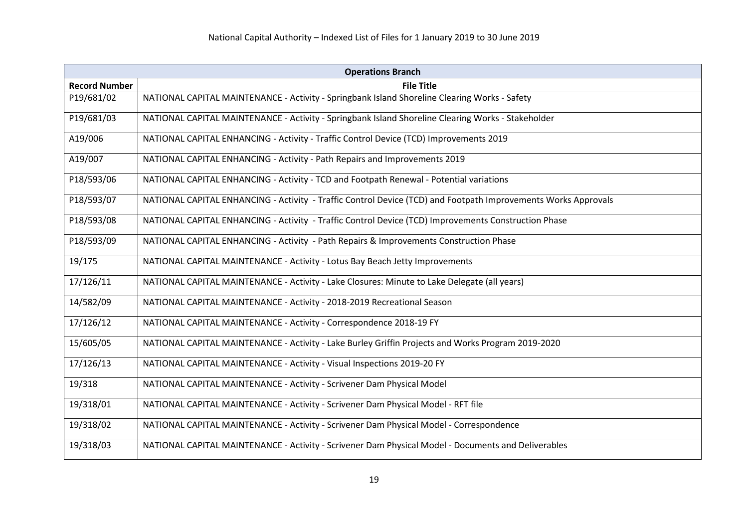| Operations Branch | |
|---|---|
| **Record Number** | **File Title** |
| P19/681/02 | NATIONAL CAPITAL MAINTENANCE - Activity - Springbank Island Shoreline Clearing Works - Safety |
| P19/681/03 | NATIONAL CAPITAL MAINTENANCE - Activity - Springbank Island Shoreline Clearing Works - Stakeholder |
| A19/006 | NATIONAL CAPITAL ENHANCING - Activity - Traffic Control Device (TCD) Improvements 2019 |
| A19/007 | NATIONAL CAPITAL ENHANCING - Activity - Path Repairs and Improvements 2019 |
| P18/593/06 | NATIONAL CAPITAL ENHANCING - Activity - TCD and Footpath Renewal - Potential variations |
| P18/593/07 | NATIONAL CAPITAL ENHANCING - Activity - Traffic Control Device (TCD) and Footpath Improvements Works Approvals |
| P18/593/08 | NATIONAL CAPITAL ENHANCING - Activity - Traffic Control Device (TCD) Improvements Construction Phase |
| P18/593/09 | NATIONAL CAPITAL ENHANCING - Activity - Path Repairs & Improvements Construction Phase |
| 19/175 | NATIONAL CAPITAL MAINTENANCE - Activity - Lotus Bay Beach Jetty Improvements |
| 17/126/11 | NATIONAL CAPITAL MAINTENANCE - Activity - Lake Closures: Minute to Lake Delegate (all years) |
| 14/582/09 | NATIONAL CAPITAL MAINTENANCE - Activity - 2018-2019 Recreational Season |
| 17/126/12 | NATIONAL CAPITAL MAINTENANCE - Activity - Correspondence 2018-19 FY |
| 15/605/05 | NATIONAL CAPITAL MAINTENANCE - Activity - Lake Burley Griffin Projects and Works Program 2019-2020 |
| 17/126/13 | NATIONAL CAPITAL MAINTENANCE - Activity - Visual Inspections 2019-20 FY |
| 19/318 | NATIONAL CAPITAL MAINTENANCE - Activity - Scrivener Dam Physical Model |
| 19/318/01 | NATIONAL CAPITAL MAINTENANCE - Activity - Scrivener Dam Physical Model - RFT file |
| 19/318/02 | NATIONAL CAPITAL MAINTENANCE - Activity - Scrivener Dam Physical Model - Correspondence |
| 19/318/03 | NATIONAL CAPITAL MAINTENANCE - Activity - Scrivener Dam Physical Model - Documents and Deliverables |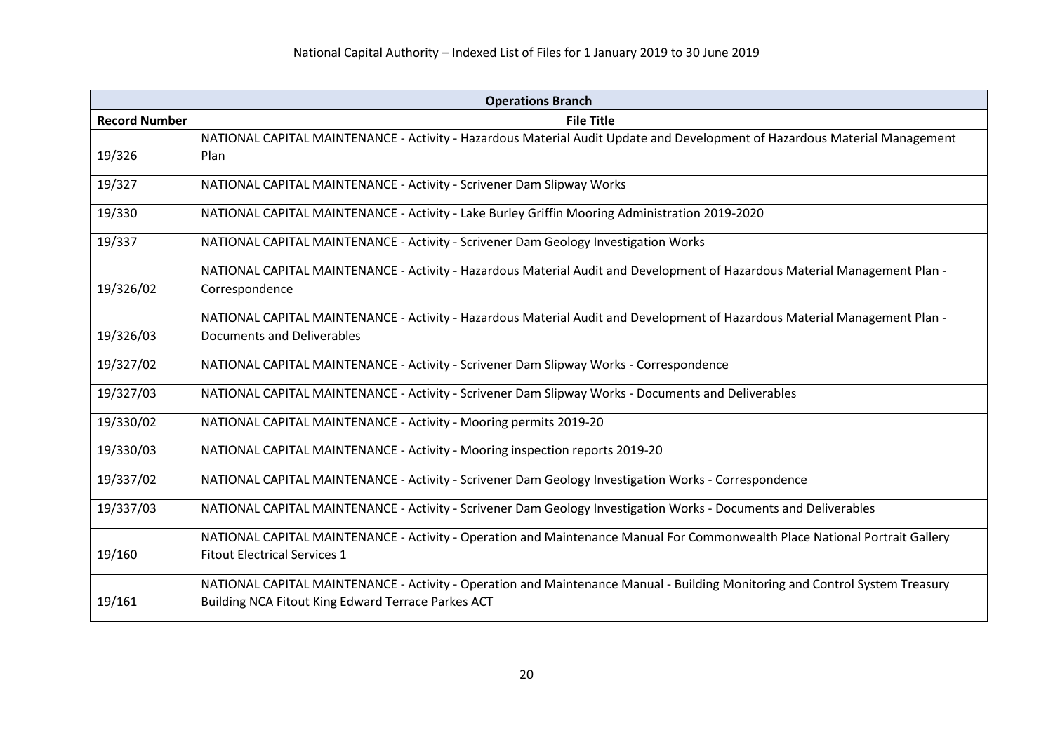National Capital Authority – Indexed List of Files for 1 January 2019 to 30 June 2019

| Operations Branch | |
|---|---|
| **Record Number** | **File Title** |
| 19/326 | NATIONAL CAPITAL MAINTENANCE - Activity - Hazardous Material Audit Update and Development of Hazardous Material Management Plan |
| 19/327 | NATIONAL CAPITAL MAINTENANCE - Activity - Scrivener Dam Slipway Works |
| 19/330 | NATIONAL CAPITAL MAINTENANCE - Activity - Lake Burley Griffin Mooring Administration 2019-2020 |
| 19/337 | NATIONAL CAPITAL MAINTENANCE - Activity - Scrivener Dam Geology Investigation Works |
| 19/326/02 | NATIONAL CAPITAL MAINTENANCE - Activity - Hazardous Material Audit and Development of Hazardous Material Management Plan - Correspondence |
| 19/326/03 | NATIONAL CAPITAL MAINTENANCE - Activity - Hazardous Material Audit and Development of Hazardous Material Management Plan - Documents and Deliverables |
| 19/327/02 | NATIONAL CAPITAL MAINTENANCE - Activity - Scrivener Dam Slipway Works - Correspondence |
| 19/327/03 | NATIONAL CAPITAL MAINTENANCE - Activity - Scrivener Dam Slipway Works - Documents and Deliverables |
| 19/330/02 | NATIONAL CAPITAL MAINTENANCE - Activity - Mooring permits 2019-20 |
| 19/330/03 | NATIONAL CAPITAL MAINTENANCE - Activity - Mooring inspection reports 2019-20 |
| 19/337/02 | NATIONAL CAPITAL MAINTENANCE - Activity - Scrivener Dam Geology Investigation Works - Correspondence |
| 19/337/03 | NATIONAL CAPITAL MAINTENANCE - Activity - Scrivener Dam Geology Investigation Works - Documents and Deliverables |
| 19/160 | NATIONAL CAPITAL MAINTENANCE - Activity - Operation and Maintenance Manual For Commonwealth Place National Portrait Gallery Fitout Electrical Services 1 |
| 19/161 | NATIONAL CAPITAL MAINTENANCE - Activity - Operation and Maintenance Manual - Building Monitoring and Control System Treasury Building NCA Fitout King Edward Terrace Parkes ACT |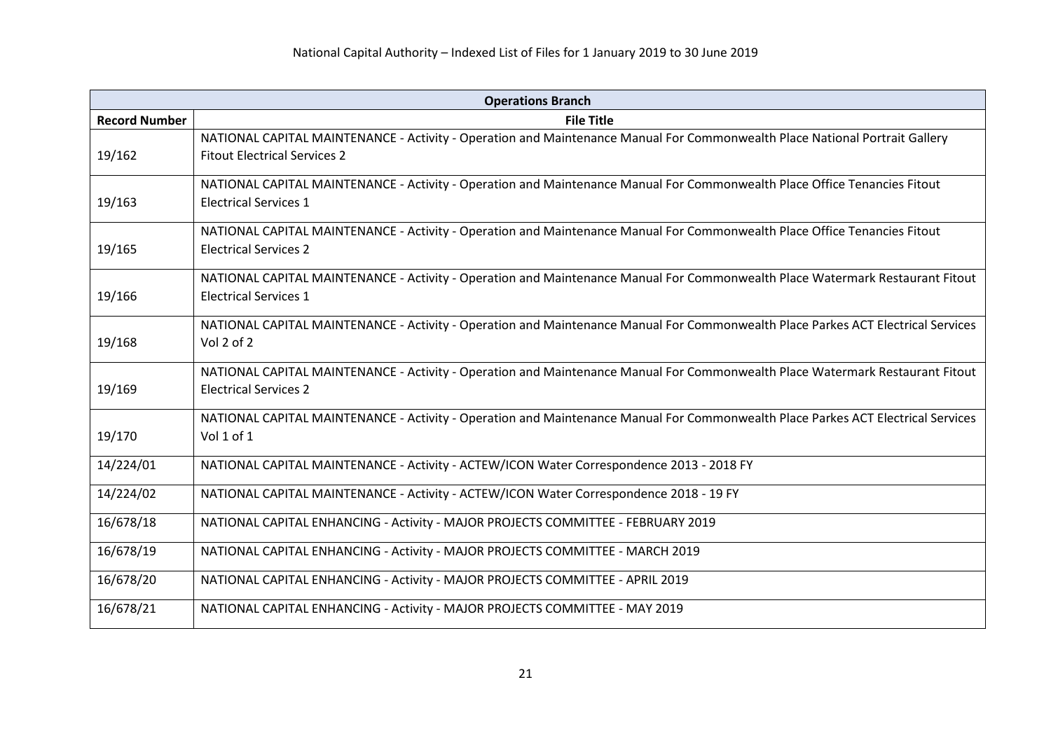| Operations Branch | |
|---|---|
| **Record Number** | **File Title** |
| 19/162 | NATIONAL CAPITAL MAINTENANCE - Activity - Operation and Maintenance Manual For Commonwealth Place National Portrait Gallery Fitout Electrical Services 2 |
| 19/163 | NATIONAL CAPITAL MAINTENANCE - Activity - Operation and Maintenance Manual For Commonwealth Place Office Tenancies Fitout Electrical Services 1 |
| 19/165 | NATIONAL CAPITAL MAINTENANCE - Activity - Operation and Maintenance Manual For Commonwealth Place Office Tenancies Fitout Electrical Services 2 |
| 19/166 | NATIONAL CAPITAL MAINTENANCE - Activity - Operation and Maintenance Manual For Commonwealth Place Watermark Restaurant Fitout Electrical Services 1 |
| 19/168 | NATIONAL CAPITAL MAINTENANCE - Activity - Operation and Maintenance Manual For Commonwealth Place Parkes ACT Electrical Services Vol 2 of 2 |
| 19/169 | NATIONAL CAPITAL MAINTENANCE - Activity - Operation and Maintenance Manual For Commonwealth Place Watermark Restaurant Fitout Electrical Services 2 |
| 19/170 | NATIONAL CAPITAL MAINTENANCE - Activity - Operation and Maintenance Manual For Commonwealth Place Parkes ACT Electrical Services Vol 1 of 1 |
| 14/224/01 | NATIONAL CAPITAL MAINTENANCE - Activity - ACTEW/ICON Water Correspondence 2013 - 2018 FY |
| 14/224/02 | NATIONAL CAPITAL MAINTENANCE - Activity - ACTEW/ICON Water Correspondence 2018 - 19 FY |
| 16/678/18 | NATIONAL CAPITAL ENHANCING - Activity - MAJOR PROJECTS COMMITTEE - FEBRUARY 2019 |
| 16/678/19 | NATIONAL CAPITAL ENHANCING - Activity - MAJOR PROJECTS COMMITTEE - MARCH 2019 |
| 16/678/20 | NATIONAL CAPITAL ENHANCING - Activity - MAJOR PROJECTS COMMITTEE - APRIL 2019 |
| 16/678/21 | NATIONAL CAPITAL ENHANCING - Activity - MAJOR PROJECTS COMMITTEE - MAY 2019 |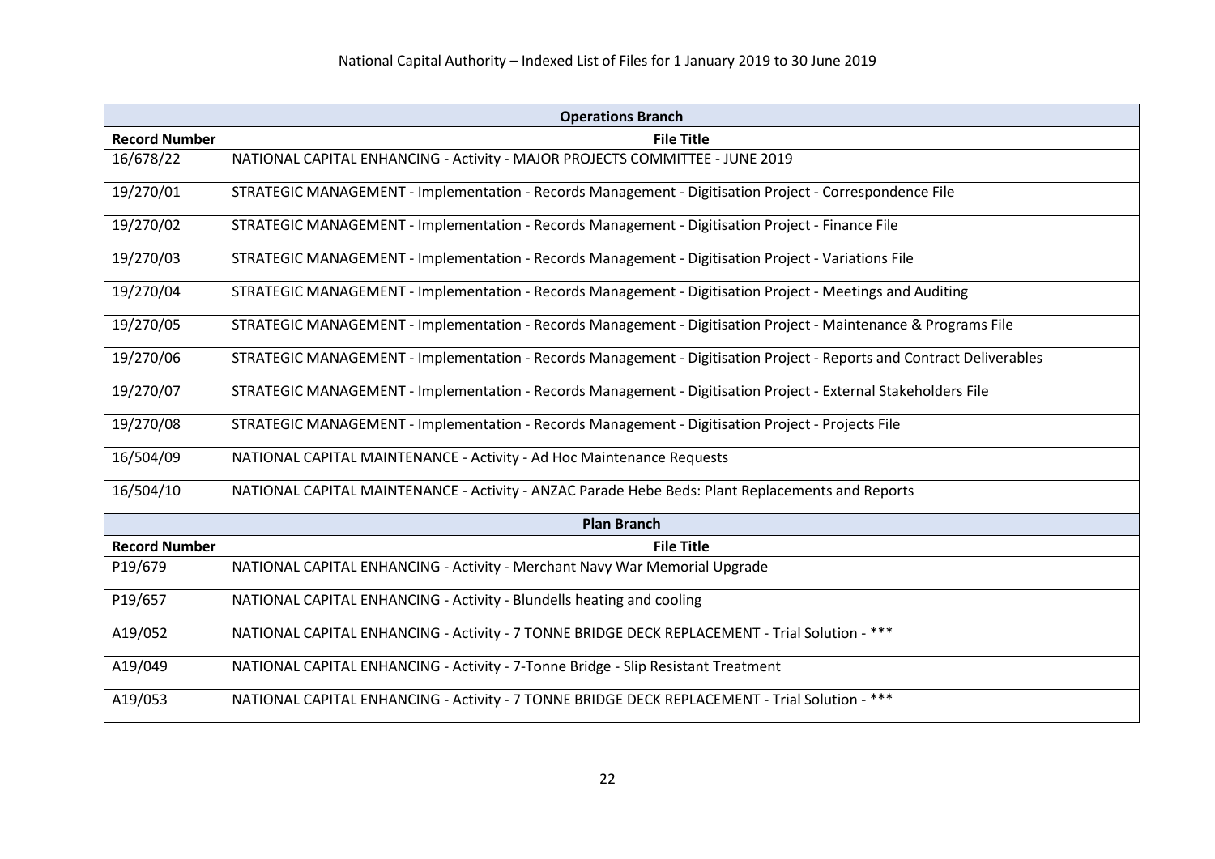National Capital Authority – Indexed List of Files for 1 January 2019 to 30 June 2019

| Operations Branch | |
|---|---|
| **Record Number** | **File Title** |
| 16/678/22 | NATIONAL CAPITAL ENHANCING - Activity - MAJOR PROJECTS COMMITTEE - JUNE 2019 |
| 19/270/01 | STRATEGIC MANAGEMENT - Implementation - Records Management - Digitisation Project - Correspondence File |
| 19/270/02 | STRATEGIC MANAGEMENT - Implementation - Records Management - Digitisation Project - Finance File |
| 19/270/03 | STRATEGIC MANAGEMENT - Implementation - Records Management - Digitisation Project - Variations File |
| 19/270/04 | STRATEGIC MANAGEMENT - Implementation - Records Management - Digitisation Project - Meetings and Auditing |
| 19/270/05 | STRATEGIC MANAGEMENT - Implementation - Records Management - Digitisation Project - Maintenance & Programs File |
| 19/270/06 | STRATEGIC MANAGEMENT - Implementation - Records Management - Digitisation Project - Reports and Contract Deliverables |
| 19/270/07 | STRATEGIC MANAGEMENT - Implementation - Records Management - Digitisation Project - External Stakeholders File |
| 19/270/08 | STRATEGIC MANAGEMENT - Implementation - Records Management - Digitisation Project - Projects File |
| 16/504/09 | NATIONAL CAPITAL MAINTENANCE - Activity - Ad Hoc Maintenance Requests |
| 16/504/10 | NATIONAL CAPITAL MAINTENANCE - Activity - ANZAC Parade Hebe Beds: Plant Replacements and Reports |

| Plan Branch | |
|---|---|
| **Record Number** | **File Title** |
| P19/679 | NATIONAL CAPITAL ENHANCING - Activity - Merchant Navy War Memorial Upgrade |
| P19/657 | NATIONAL CAPITAL ENHANCING - Activity - Blundells heating and cooling |
| A19/052 | NATIONAL CAPITAL ENHANCING - Activity - 7 TONNE BRIDGE DECK REPLACEMENT - Trial Solution - *** |
| A19/049 | NATIONAL CAPITAL ENHANCING - Activity - 7-Tonne Bridge - Slip Resistant Treatment |
| A19/053 | NATIONAL CAPITAL ENHANCING - Activity - 7 TONNE BRIDGE DECK REPLACEMENT - Trial Solution - *** |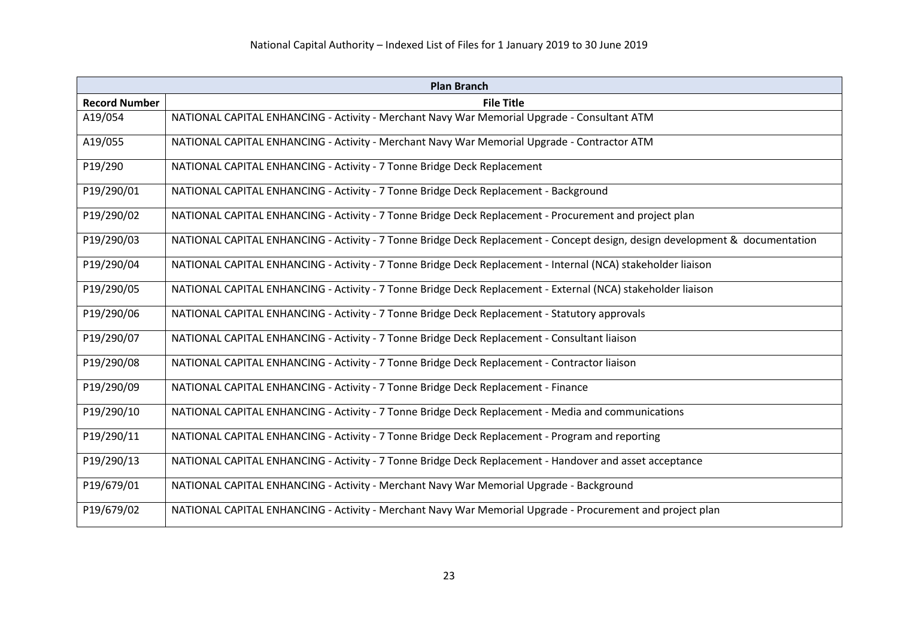National Capital Authority – Indexed List of Files for 1 January 2019 to 30 June 2019

| Plan Branch | |
|---|---|
| **Record Number** | **File Title** |
| A19/054 | NATIONAL CAPITAL ENHANCING - Activity - Merchant Navy War Memorial Upgrade - Consultant ATM |
| A19/055 | NATIONAL CAPITAL ENHANCING - Activity - Merchant Navy War Memorial Upgrade - Contractor ATM |
| P19/290 | NATIONAL CAPITAL ENHANCING - Activity - 7 Tonne Bridge Deck Replacement |
| P19/290/01 | NATIONAL CAPITAL ENHANCING - Activity - 7 Tonne Bridge Deck Replacement - Background |
| P19/290/02 | NATIONAL CAPITAL ENHANCING - Activity - 7 Tonne Bridge Deck Replacement - Procurement and project plan |
| P19/290/03 | NATIONAL CAPITAL ENHANCING - Activity - 7 Tonne Bridge Deck Replacement - Concept design, design development & documentation |
| P19/290/04 | NATIONAL CAPITAL ENHANCING - Activity - 7 Tonne Bridge Deck Replacement - Internal (NCA) stakeholder liaison |
| P19/290/05 | NATIONAL CAPITAL ENHANCING - Activity - 7 Tonne Bridge Deck Replacement - External (NCA) stakeholder liaison |
| P19/290/06 | NATIONAL CAPITAL ENHANCING - Activity - 7 Tonne Bridge Deck Replacement - Statutory approvals |
| P19/290/07 | NATIONAL CAPITAL ENHANCING - Activity - 7 Tonne Bridge Deck Replacement - Consultant liaison |
| P19/290/08 | NATIONAL CAPITAL ENHANCING - Activity - 7 Tonne Bridge Deck Replacement - Contractor liaison |
| P19/290/09 | NATIONAL CAPITAL ENHANCING - Activity - 7 Tonne Bridge Deck Replacement - Finance |
| P19/290/10 | NATIONAL CAPITAL ENHANCING - Activity - 7 Tonne Bridge Deck Replacement - Media and communications |
| P19/290/11 | NATIONAL CAPITAL ENHANCING - Activity - 7 Tonne Bridge Deck Replacement - Program and reporting |
| P19/290/13 | NATIONAL CAPITAL ENHANCING - Activity - 7 Tonne Bridge Deck Replacement - Handover and asset acceptance |
| P19/679/01 | NATIONAL CAPITAL ENHANCING - Activity - Merchant Navy War Memorial Upgrade - Background |
| P19/679/02 | NATIONAL CAPITAL ENHANCING - Activity - Merchant Navy War Memorial Upgrade - Procurement and project plan |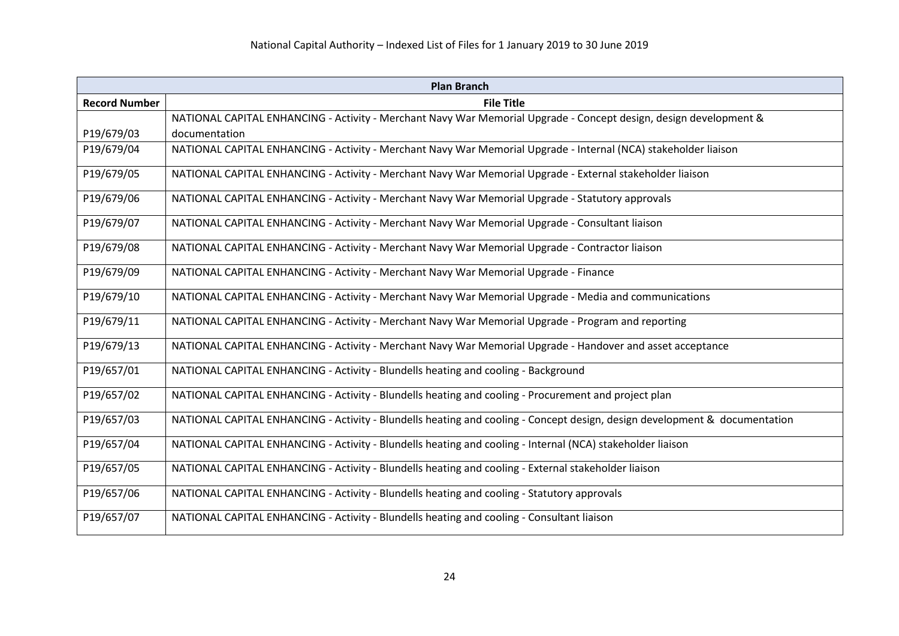| Plan Branch | |
|---|---|
| **Record Number** | **File Title** |
| P19/679/03 | NATIONAL CAPITAL ENHANCING - Activity - Merchant Navy War Memorial Upgrade - Concept design, design development & documentation |
| P19/679/04 | NATIONAL CAPITAL ENHANCING - Activity - Merchant Navy War Memorial Upgrade - Internal (NCA) stakeholder liaison |
| P19/679/05 | NATIONAL CAPITAL ENHANCING - Activity - Merchant Navy War Memorial Upgrade - External stakeholder liaison |
| P19/679/06 | NATIONAL CAPITAL ENHANCING - Activity - Merchant Navy War Memorial Upgrade - Statutory approvals |
| P19/679/07 | NATIONAL CAPITAL ENHANCING - Activity - Merchant Navy War Memorial Upgrade - Consultant liaison |
| P19/679/08 | NATIONAL CAPITAL ENHANCING - Activity - Merchant Navy War Memorial Upgrade - Contractor liaison |
| P19/679/09 | NATIONAL CAPITAL ENHANCING - Activity - Merchant Navy War Memorial Upgrade - Finance |
| P19/679/10 | NATIONAL CAPITAL ENHANCING - Activity - Merchant Navy War Memorial Upgrade - Media and communications |
| P19/679/11 | NATIONAL CAPITAL ENHANCING - Activity - Merchant Navy War Memorial Upgrade - Program and reporting |
| P19/679/13 | NATIONAL CAPITAL ENHANCING - Activity - Merchant Navy War Memorial Upgrade - Handover and asset acceptance |
| P19/657/01 | NATIONAL CAPITAL ENHANCING - Activity - Blundells heating and cooling - Background |
| P19/657/02 | NATIONAL CAPITAL ENHANCING - Activity - Blundells heating and cooling - Procurement and project plan |
| P19/657/03 | NATIONAL CAPITAL ENHANCING - Activity - Blundells heating and cooling - Concept design, design development & documentation |
| P19/657/04 | NATIONAL CAPITAL ENHANCING - Activity - Blundells heating and cooling - Internal (NCA) stakeholder liaison |
| P19/657/05 | NATIONAL CAPITAL ENHANCING - Activity - Blundells heating and cooling - External stakeholder liaison |
| P19/657/06 | NATIONAL CAPITAL ENHANCING - Activity - Blundells heating and cooling - Statutory approvals |
| P19/657/07 | NATIONAL CAPITAL ENHANCING - Activity - Blundells heating and cooling - Consultant liaison |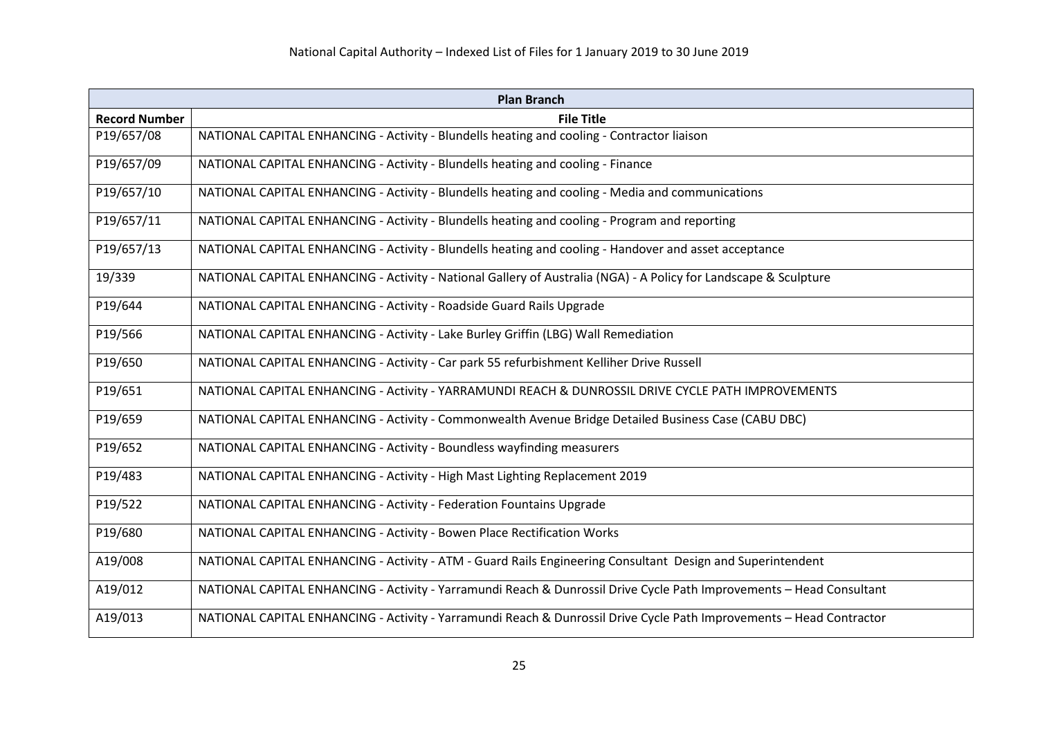| Plan Branch | |
|---|---|
| **Record Number** | **File Title** |
| P19/657/08 | NATIONAL CAPITAL ENHANCING - Activity - Blundells heating and cooling - Contractor liaison |
| P19/657/09 | NATIONAL CAPITAL ENHANCING - Activity - Blundells heating and cooling - Finance |
| P19/657/10 | NATIONAL CAPITAL ENHANCING - Activity - Blundells heating and cooling - Media and communications |
| P19/657/11 | NATIONAL CAPITAL ENHANCING - Activity - Blundells heating and cooling - Program and reporting |
| P19/657/13 | NATIONAL CAPITAL ENHANCING - Activity - Blundells heating and cooling - Handover and asset acceptance |
| 19/339 | NATIONAL CAPITAL ENHANCING - Activity - National Gallery of Australia (NGA) - A Policy for Landscape & Sculpture |
| P19/644 | NATIONAL CAPITAL ENHANCING - Activity - Roadside Guard Rails Upgrade |
| P19/566 | NATIONAL CAPITAL ENHANCING - Activity - Lake Burley Griffin (LBG) Wall Remediation |
| P19/650 | NATIONAL CAPITAL ENHANCING - Activity - Car park 55 refurbishment Kelliher Drive Russell |
| P19/651 | NATIONAL CAPITAL ENHANCING - Activity - YARRAMUNDI REACH & DUNROSSIL DRIVE CYCLE PATH IMPROVEMENTS |
| P19/659 | NATIONAL CAPITAL ENHANCING - Activity - Commonwealth Avenue Bridge Detailed Business Case (CABU DBC) |
| P19/652 | NATIONAL CAPITAL ENHANCING - Activity - Boundless wayfinding measurers |
| P19/483 | NATIONAL CAPITAL ENHANCING - Activity - High Mast Lighting Replacement 2019 |
| P19/522 | NATIONAL CAPITAL ENHANCING - Activity - Federation Fountains Upgrade |
| P19/680 | NATIONAL CAPITAL ENHANCING - Activity - Bowen Place Rectification Works |
| A19/008 | NATIONAL CAPITAL ENHANCING - Activity - ATM - Guard Rails Engineering Consultant Design and Superintendent |
| A19/012 | NATIONAL CAPITAL ENHANCING - Activity - Yarramundi Reach & Dunrossil Drive Cycle Path Improvements – Head Consultant |
| A19/013 | NATIONAL CAPITAL ENHANCING - Activity - Yarramundi Reach & Dunrossil Drive Cycle Path Improvements – Head Contractor |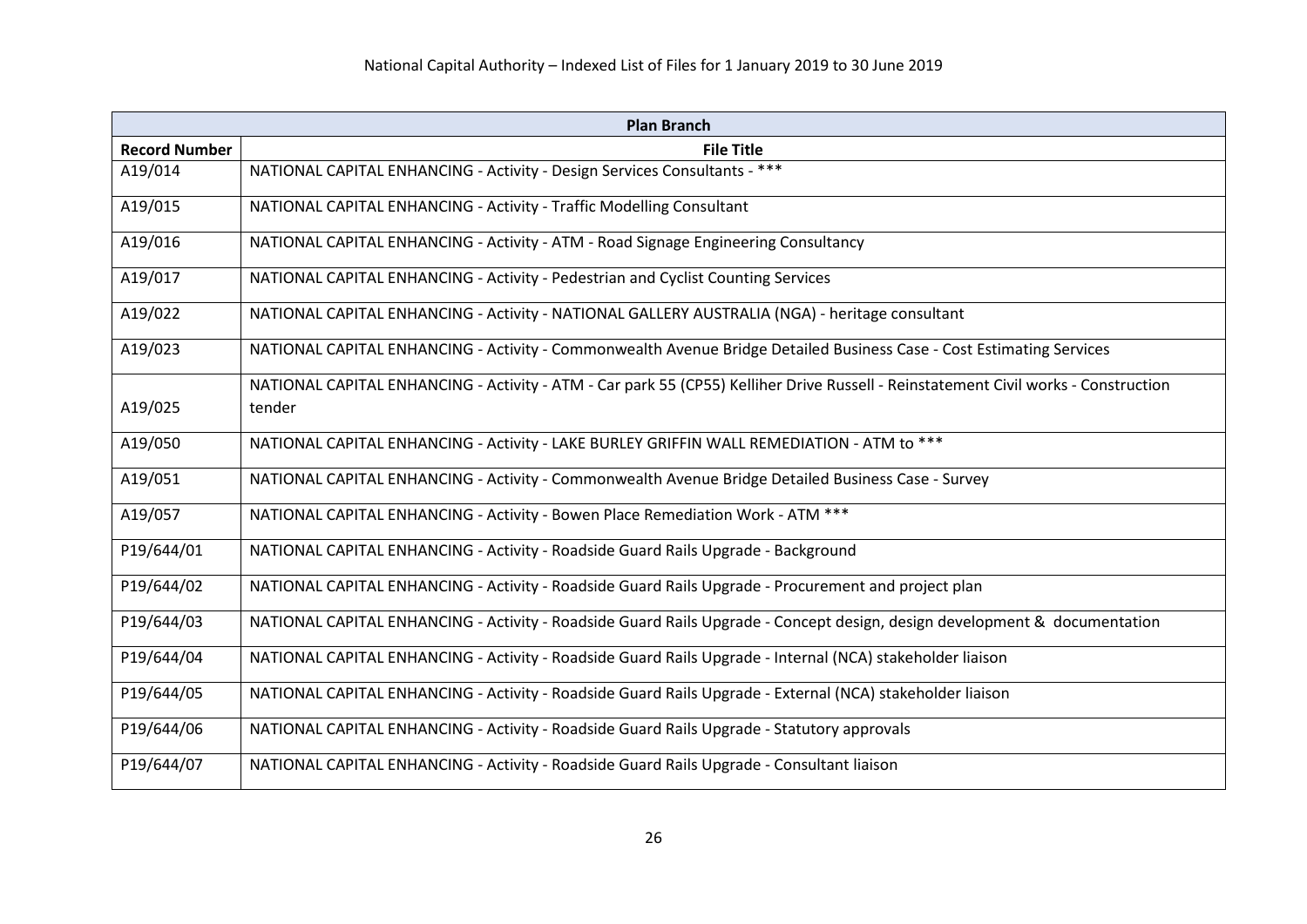| Plan Branch | |
|---|---|
| **Record Number** | **File Title** |
| A19/014 | NATIONAL CAPITAL ENHANCING - Activity - Design Services Consultants - *** |
| A19/015 | NATIONAL CAPITAL ENHANCING - Activity - Traffic Modelling Consultant |
| A19/016 | NATIONAL CAPITAL ENHANCING - Activity - ATM - Road Signage Engineering Consultancy |
| A19/017 | NATIONAL CAPITAL ENHANCING - Activity - Pedestrian and Cyclist Counting Services |
| A19/022 | NATIONAL CAPITAL ENHANCING - Activity - NATIONAL GALLERY AUSTRALIA (NGA) - heritage consultant |
| A19/023 | NATIONAL CAPITAL ENHANCING - Activity - Commonwealth Avenue Bridge Detailed Business Case - Cost Estimating Services |
| A19/025 | NATIONAL CAPITAL ENHANCING - Activity - ATM - Car park 55 (CP55) Kelliher Drive Russell - Reinstatement Civil works - Construction tender |
| A19/050 | NATIONAL CAPITAL ENHANCING - Activity - LAKE BURLEY GRIFFIN WALL REMEDIATION - ATM to *** |
| A19/051 | NATIONAL CAPITAL ENHANCING - Activity - Commonwealth Avenue Bridge Detailed Business Case - Survey |
| A19/057 | NATIONAL CAPITAL ENHANCING - Activity - Bowen Place Remediation Work - ATM *** |
| P19/644/01 | NATIONAL CAPITAL ENHANCING - Activity - Roadside Guard Rails Upgrade - Background |
| P19/644/02 | NATIONAL CAPITAL ENHANCING - Activity - Roadside Guard Rails Upgrade - Procurement and project plan |
| P19/644/03 | NATIONAL CAPITAL ENHANCING - Activity - Roadside Guard Rails Upgrade - Concept design, design development & documentation |
| P19/644/04 | NATIONAL CAPITAL ENHANCING - Activity - Roadside Guard Rails Upgrade - Internal (NCA) stakeholder liaison |
| P19/644/05 | NATIONAL CAPITAL ENHANCING - Activity - Roadside Guard Rails Upgrade - External (NCA) stakeholder liaison |
| P19/644/06 | NATIONAL CAPITAL ENHANCING - Activity - Roadside Guard Rails Upgrade - Statutory approvals |
| P19/644/07 | NATIONAL CAPITAL ENHANCING - Activity - Roadside Guard Rails Upgrade - Consultant liaison |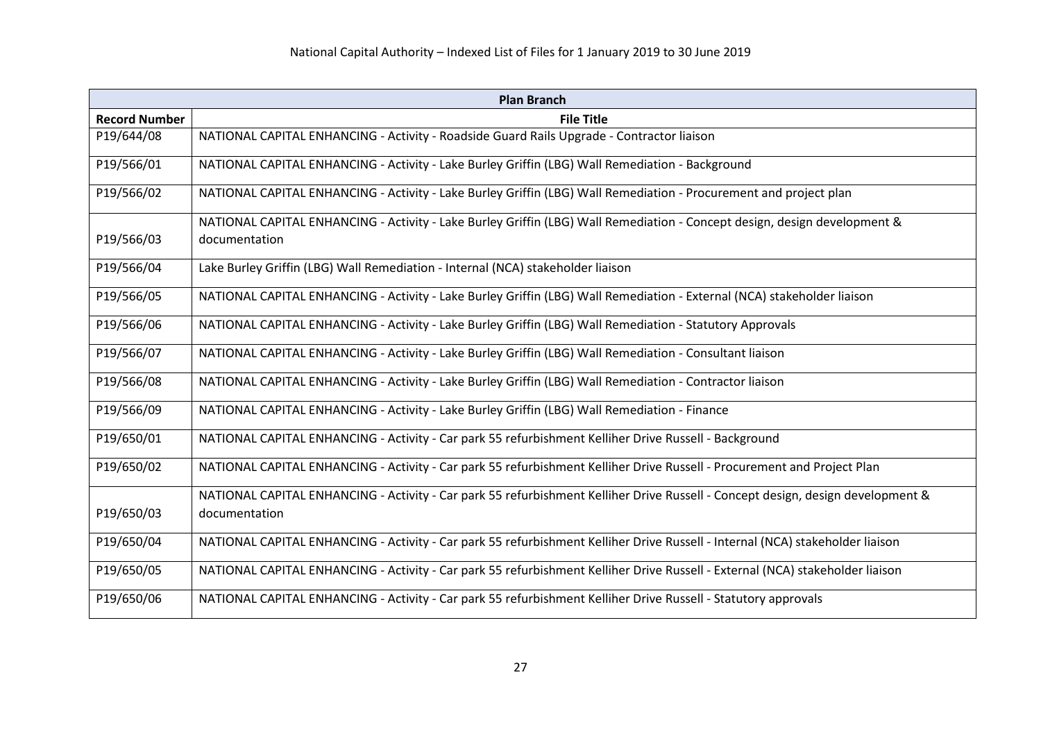| Plan Branch | |
|---|---|
| **Record Number** | **File Title** |
| P19/644/08 | NATIONAL CAPITAL ENHANCING - Activity - Roadside Guard Rails Upgrade - Contractor liaison |
| P19/566/01 | NATIONAL CAPITAL ENHANCING - Activity - Lake Burley Griffin (LBG) Wall Remediation - Background |
| P19/566/02 | NATIONAL CAPITAL ENHANCING - Activity - Lake Burley Griffin (LBG) Wall Remediation - Procurement and project plan |
| P19/566/03 | NATIONAL CAPITAL ENHANCING - Activity - Lake Burley Griffin (LBG) Wall Remediation - Concept design, design development & documentation |
| P19/566/04 | Lake Burley Griffin (LBG) Wall Remediation - Internal (NCA) stakeholder liaison |
| P19/566/05 | NATIONAL CAPITAL ENHANCING - Activity - Lake Burley Griffin (LBG) Wall Remediation - External (NCA) stakeholder liaison |
| P19/566/06 | NATIONAL CAPITAL ENHANCING - Activity - Lake Burley Griffin (LBG) Wall Remediation - Statutory Approvals |
| P19/566/07 | NATIONAL CAPITAL ENHANCING - Activity - Lake Burley Griffin (LBG) Wall Remediation - Consultant liaison |
| P19/566/08 | NATIONAL CAPITAL ENHANCING - Activity - Lake Burley Griffin (LBG) Wall Remediation - Contractor liaison |
| P19/566/09 | NATIONAL CAPITAL ENHANCING - Activity - Lake Burley Griffin (LBG) Wall Remediation - Finance |
| P19/650/01 | NATIONAL CAPITAL ENHANCING - Activity - Car park 55 refurbishment Kelliher Drive Russell - Background |
| P19/650/02 | NATIONAL CAPITAL ENHANCING - Activity - Car park 55 refurbishment Kelliher Drive Russell - Procurement and Project Plan |
| P19/650/03 | NATIONAL CAPITAL ENHANCING - Activity - Car park 55 refurbishment Kelliher Drive Russell - Concept design, design development & documentation |
| P19/650/04 | NATIONAL CAPITAL ENHANCING - Activity - Car park 55 refurbishment Kelliher Drive Russell - Internal (NCA) stakeholder liaison |
| P19/650/05 | NATIONAL CAPITAL ENHANCING - Activity - Car park 55 refurbishment Kelliher Drive Russell - External (NCA) stakeholder liaison |
| P19/650/06 | NATIONAL CAPITAL ENHANCING - Activity - Car park 55 refurbishment Kelliher Drive Russell - Statutory approvals |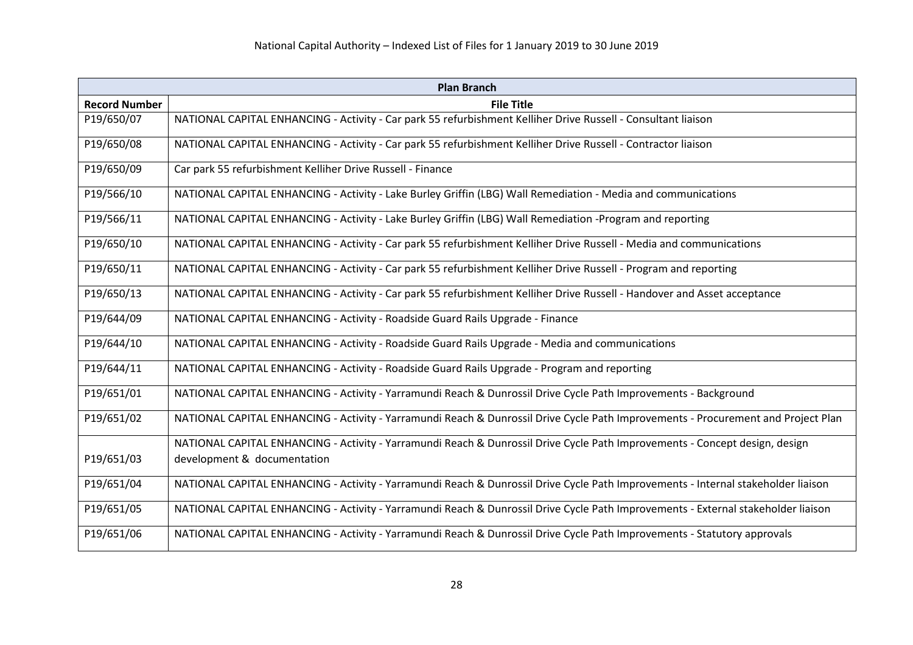| Plan Branch | |
|---|---|
| **Record Number** | **File Title** |
| P19/650/07 | NATIONAL CAPITAL ENHANCING - Activity - Car park 55 refurbishment Kelliher Drive Russell - Consultant liaison |
| P19/650/08 | NATIONAL CAPITAL ENHANCING - Activity - Car park 55 refurbishment Kelliher Drive Russell - Contractor liaison |
| P19/650/09 | Car park 55 refurbishment Kelliher Drive Russell - Finance |
| P19/566/10 | NATIONAL CAPITAL ENHANCING - Activity - Lake Burley Griffin (LBG) Wall Remediation - Media and communications |
| P19/566/11 | NATIONAL CAPITAL ENHANCING - Activity - Lake Burley Griffin (LBG) Wall Remediation -Program and reporting |
| P19/650/10 | NATIONAL CAPITAL ENHANCING - Activity - Car park 55 refurbishment Kelliher Drive Russell - Media and communications |
| P19/650/11 | NATIONAL CAPITAL ENHANCING - Activity - Car park 55 refurbishment Kelliher Drive Russell - Program and reporting |
| P19/650/13 | NATIONAL CAPITAL ENHANCING - Activity - Car park 55 refurbishment Kelliher Drive Russell - Handover and Asset acceptance |
| P19/644/09 | NATIONAL CAPITAL ENHANCING - Activity - Roadside Guard Rails Upgrade - Finance |
| P19/644/10 | NATIONAL CAPITAL ENHANCING - Activity - Roadside Guard Rails Upgrade - Media and communications |
| P19/644/11 | NATIONAL CAPITAL ENHANCING - Activity - Roadside Guard Rails Upgrade - Program and reporting |
| P19/651/01 | NATIONAL CAPITAL ENHANCING - Activity - Yarramundi Reach & Dunrossil Drive Cycle Path Improvements - Background |
| P19/651/02 | NATIONAL CAPITAL ENHANCING - Activity - Yarramundi Reach & Dunrossil Drive Cycle Path Improvements - Procurement and Project Plan |
| P19/651/03 | NATIONAL CAPITAL ENHANCING - Activity - Yarramundi Reach & Dunrossil Drive Cycle Path Improvements - Concept design, design development & documentation |
| P19/651/04 | NATIONAL CAPITAL ENHANCING - Activity - Yarramundi Reach & Dunrossil Drive Cycle Path Improvements - Internal stakeholder liaison |
| P19/651/05 | NATIONAL CAPITAL ENHANCING - Activity - Yarramundi Reach & Dunrossil Drive Cycle Path Improvements - External stakeholder liaison |
| P19/651/06 | NATIONAL CAPITAL ENHANCING - Activity - Yarramundi Reach & Dunrossil Drive Cycle Path Improvements - Statutory approvals |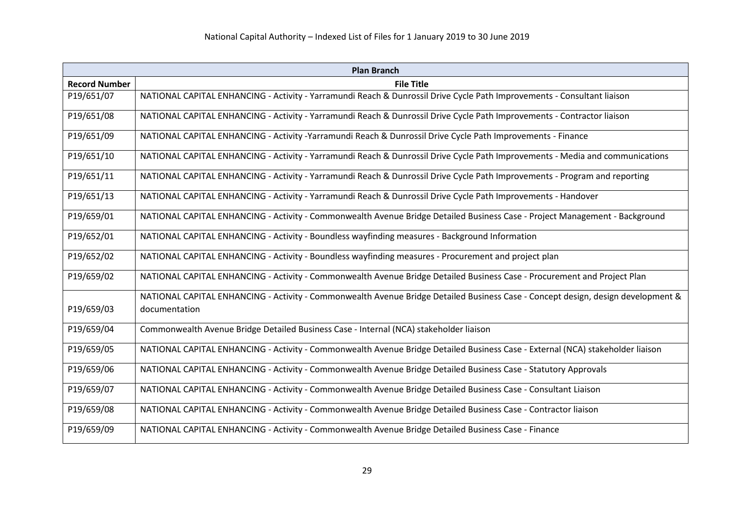| Plan Branch | |
|---|---|
| **Record Number** | **File Title** |
| P19/651/07 | NATIONAL CAPITAL ENHANCING - Activity - Yarramundi Reach & Dunrossil Drive Cycle Path Improvements - Consultant liaison |
| P19/651/08 | NATIONAL CAPITAL ENHANCING - Activity - Yarramundi Reach & Dunrossil Drive Cycle Path Improvements - Contractor liaison |
| P19/651/09 | NATIONAL CAPITAL ENHANCING - Activity -Yarramundi Reach & Dunrossil Drive Cycle Path Improvements - Finance |
| P19/651/10 | NATIONAL CAPITAL ENHANCING - Activity - Yarramundi Reach & Dunrossil Drive Cycle Path Improvements - Media and communications |
| P19/651/11 | NATIONAL CAPITAL ENHANCING - Activity - Yarramundi Reach & Dunrossil Drive Cycle Path Improvements - Program and reporting |
| P19/651/13 | NATIONAL CAPITAL ENHANCING - Activity - Yarramundi Reach & Dunrossil Drive Cycle Path Improvements - Handover |
| P19/659/01 | NATIONAL CAPITAL ENHANCING - Activity - Commonwealth Avenue Bridge Detailed Business Case - Project Management - Background |
| P19/652/01 | NATIONAL CAPITAL ENHANCING - Activity - Boundless wayfinding measures - Background Information |
| P19/652/02 | NATIONAL CAPITAL ENHANCING - Activity - Boundless wayfinding measures - Procurement and project plan |
| P19/659/02 | NATIONAL CAPITAL ENHANCING - Activity - Commonwealth Avenue Bridge Detailed Business Case - Procurement and Project Plan |
| P19/659/03 | NATIONAL CAPITAL ENHANCING - Activity - Commonwealth Avenue Bridge Detailed Business Case - Concept design, design development & documentation |
| P19/659/04 | Commonwealth Avenue Bridge Detailed Business Case - Internal (NCA) stakeholder liaison |
| P19/659/05 | NATIONAL CAPITAL ENHANCING - Activity - Commonwealth Avenue Bridge Detailed Business Case - External (NCA) stakeholder liaison |
| P19/659/06 | NATIONAL CAPITAL ENHANCING - Activity - Commonwealth Avenue Bridge Detailed Business Case - Statutory Approvals |
| P19/659/07 | NATIONAL CAPITAL ENHANCING - Activity - Commonwealth Avenue Bridge Detailed Business Case - Consultant Liaison |
| P19/659/08 | NATIONAL CAPITAL ENHANCING - Activity - Commonwealth Avenue Bridge Detailed Business Case - Contractor liaison |
| P19/659/09 | NATIONAL CAPITAL ENHANCING - Activity - Commonwealth Avenue Bridge Detailed Business Case - Finance |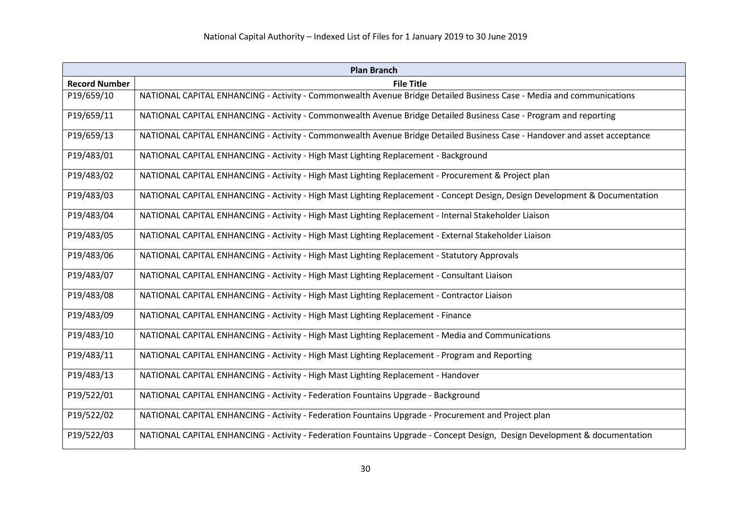| Plan Branch | |
|---|---|
| **Record Number** | **File Title** |
| P19/659/10 | NATIONAL CAPITAL ENHANCING - Activity - Commonwealth Avenue Bridge Detailed Business Case - Media and communications |
| P19/659/11 | NATIONAL CAPITAL ENHANCING - Activity - Commonwealth Avenue Bridge Detailed Business Case - Program and reporting |
| P19/659/13 | NATIONAL CAPITAL ENHANCING - Activity - Commonwealth Avenue Bridge Detailed Business Case - Handover and asset acceptance |
| P19/483/01 | NATIONAL CAPITAL ENHANCING - Activity - High Mast Lighting Replacement - Background |
| P19/483/02 | NATIONAL CAPITAL ENHANCING - Activity - High Mast Lighting Replacement - Procurement & Project plan |
| P19/483/03 | NATIONAL CAPITAL ENHANCING - Activity - High Mast Lighting Replacement - Concept Design, Design Development & Documentation |
| P19/483/04 | NATIONAL CAPITAL ENHANCING - Activity - High Mast Lighting Replacement - Internal Stakeholder Liaison |
| P19/483/05 | NATIONAL CAPITAL ENHANCING - Activity - High Mast Lighting Replacement - External Stakeholder Liaison |
| P19/483/06 | NATIONAL CAPITAL ENHANCING - Activity - High Mast Lighting Replacement - Statutory Approvals |
| P19/483/07 | NATIONAL CAPITAL ENHANCING - Activity - High Mast Lighting Replacement - Consultant Liaison |
| P19/483/08 | NATIONAL CAPITAL ENHANCING - Activity - High Mast Lighting Replacement - Contractor Liaison |
| P19/483/09 | NATIONAL CAPITAL ENHANCING - Activity - High Mast Lighting Replacement - Finance |
| P19/483/10 | NATIONAL CAPITAL ENHANCING - Activity - High Mast Lighting Replacement - Media and Communications |
| P19/483/11 | NATIONAL CAPITAL ENHANCING - Activity - High Mast Lighting Replacement - Program and Reporting |
| P19/483/13 | NATIONAL CAPITAL ENHANCING - Activity - High Mast Lighting Replacement - Handover |
| P19/522/01 | NATIONAL CAPITAL ENHANCING - Activity - Federation Fountains Upgrade - Background |
| P19/522/02 | NATIONAL CAPITAL ENHANCING - Activity - Federation Fountains Upgrade - Procurement and Project plan |
| P19/522/03 | NATIONAL CAPITAL ENHANCING - Activity - Federation Fountains Upgrade - Concept Design, Design Development & documentation |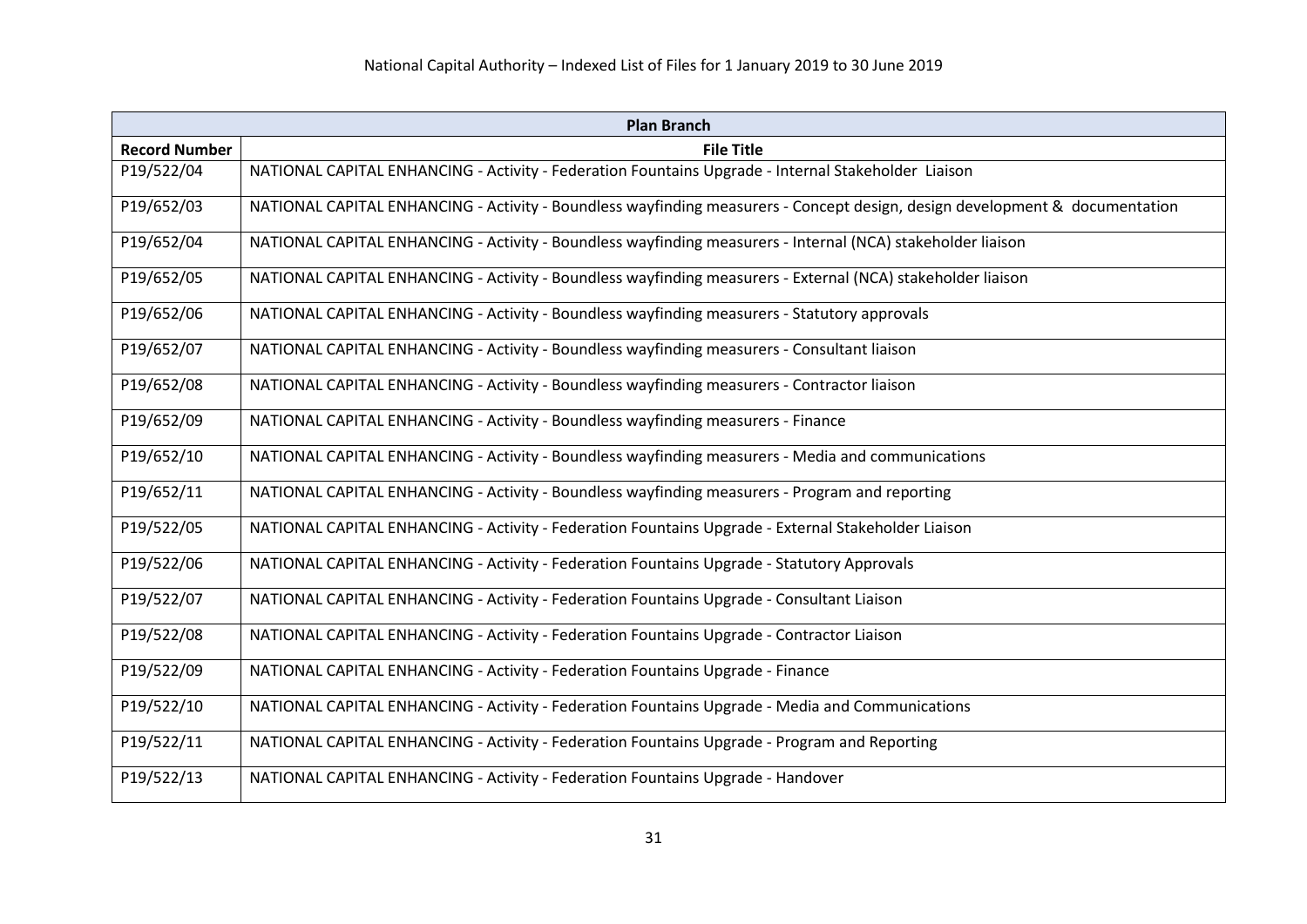| Plan Branch | |
|---|---|
| **Record Number** | **File Title** |
| P19/522/04 | NATIONAL CAPITAL ENHANCING - Activity - Federation Fountains Upgrade - Internal Stakeholder Liaison |
| P19/652/03 | NATIONAL CAPITAL ENHANCING - Activity - Boundless wayfinding measurers - Concept design, design development & documentation |
| P19/652/04 | NATIONAL CAPITAL ENHANCING - Activity - Boundless wayfinding measurers - Internal (NCA) stakeholder liaison |
| P19/652/05 | NATIONAL CAPITAL ENHANCING - Activity - Boundless wayfinding measurers - External (NCA) stakeholder liaison |
| P19/652/06 | NATIONAL CAPITAL ENHANCING - Activity - Boundless wayfinding measurers - Statutory approvals |
| P19/652/07 | NATIONAL CAPITAL ENHANCING - Activity - Boundless wayfinding measurers - Consultant liaison |
| P19/652/08 | NATIONAL CAPITAL ENHANCING - Activity - Boundless wayfinding measurers - Contractor liaison |
| P19/652/09 | NATIONAL CAPITAL ENHANCING - Activity - Boundless wayfinding measurers - Finance |
| P19/652/10 | NATIONAL CAPITAL ENHANCING - Activity - Boundless wayfinding measurers - Media and communications |
| P19/652/11 | NATIONAL CAPITAL ENHANCING - Activity - Boundless wayfinding measurers - Program and reporting |
| P19/522/05 | NATIONAL CAPITAL ENHANCING - Activity - Federation Fountains Upgrade - External Stakeholder Liaison |
| P19/522/06 | NATIONAL CAPITAL ENHANCING - Activity - Federation Fountains Upgrade - Statutory Approvals |
| P19/522/07 | NATIONAL CAPITAL ENHANCING - Activity - Federation Fountains Upgrade - Consultant Liaison |
| P19/522/08 | NATIONAL CAPITAL ENHANCING - Activity - Federation Fountains Upgrade - Contractor Liaison |
| P19/522/09 | NATIONAL CAPITAL ENHANCING - Activity - Federation Fountains Upgrade - Finance |
| P19/522/10 | NATIONAL CAPITAL ENHANCING - Activity - Federation Fountains Upgrade - Media and Communications |
| P19/522/11 | NATIONAL CAPITAL ENHANCING - Activity - Federation Fountains Upgrade - Program and Reporting |
| P19/522/13 | NATIONAL CAPITAL ENHANCING - Activity - Federation Fountains Upgrade - Handover |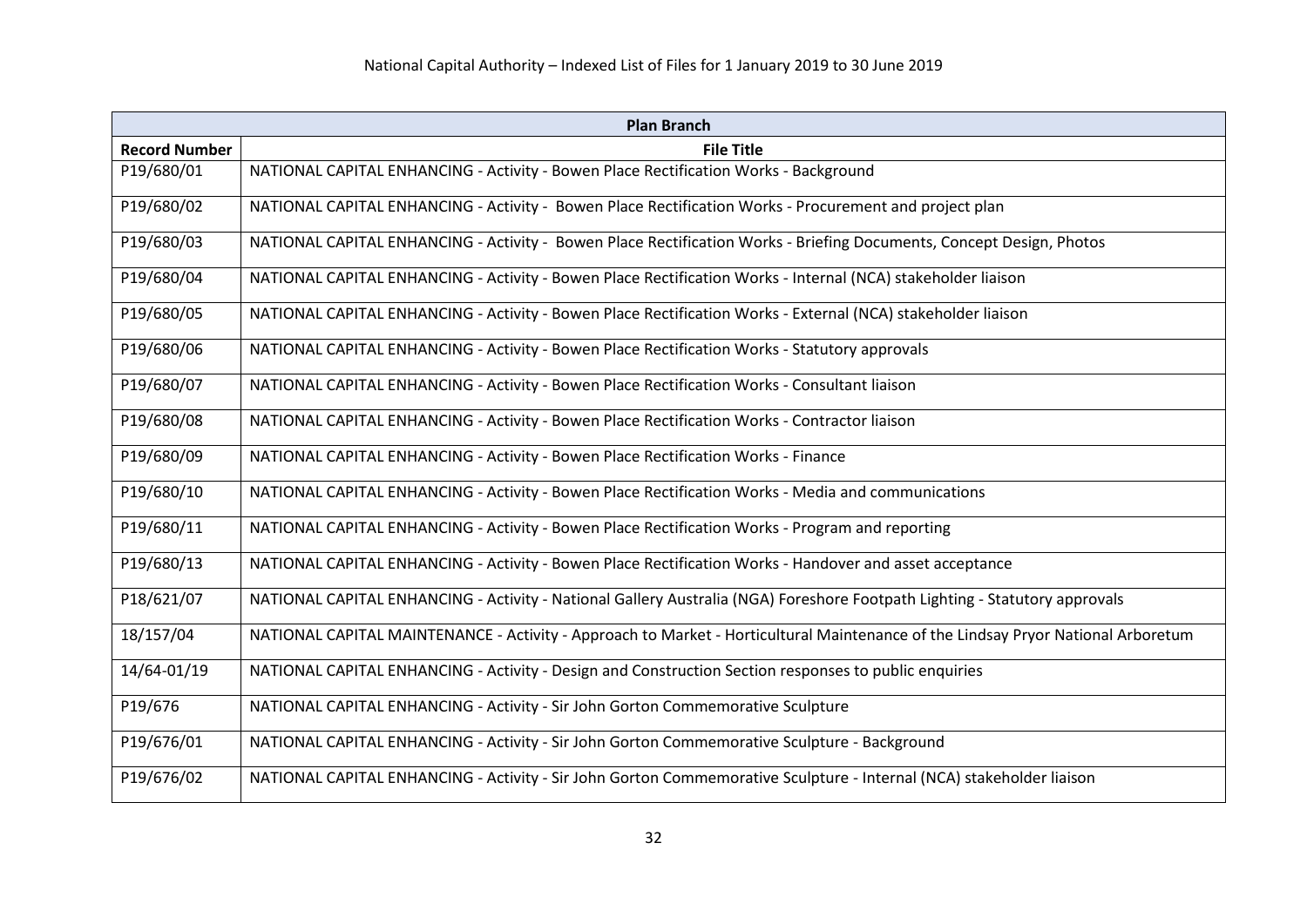National Capital Authority – Indexed List of Files for 1 January 2019 to 30 June 2019

| Plan Branch | |
|---|---|
| **Record Number** | **File Title** |
| P19/680/01 | NATIONAL CAPITAL ENHANCING - Activity - Bowen Place Rectification Works - Background |
| P19/680/02 | NATIONAL CAPITAL ENHANCING - Activity - Bowen Place Rectification Works - Procurement and project plan |
| P19/680/03 | NATIONAL CAPITAL ENHANCING - Activity - Bowen Place Rectification Works - Briefing Documents, Concept Design, Photos |
| P19/680/04 | NATIONAL CAPITAL ENHANCING - Activity - Bowen Place Rectification Works - Internal (NCA) stakeholder liaison |
| P19/680/05 | NATIONAL CAPITAL ENHANCING - Activity - Bowen Place Rectification Works - External (NCA) stakeholder liaison |
| P19/680/06 | NATIONAL CAPITAL ENHANCING - Activity - Bowen Place Rectification Works - Statutory approvals |
| P19/680/07 | NATIONAL CAPITAL ENHANCING - Activity - Bowen Place Rectification Works - Consultant liaison |
| P19/680/08 | NATIONAL CAPITAL ENHANCING - Activity - Bowen Place Rectification Works - Contractor liaison |
| P19/680/09 | NATIONAL CAPITAL ENHANCING - Activity - Bowen Place Rectification Works - Finance |
| P19/680/10 | NATIONAL CAPITAL ENHANCING - Activity - Bowen Place Rectification Works - Media and communications |
| P19/680/11 | NATIONAL CAPITAL ENHANCING - Activity - Bowen Place Rectification Works - Program and reporting |
| P19/680/13 | NATIONAL CAPITAL ENHANCING - Activity - Bowen Place Rectification Works - Handover and asset acceptance |
| P18/621/07 | NATIONAL CAPITAL ENHANCING - Activity - National Gallery Australia (NGA) Foreshore Footpath Lighting - Statutory approvals |
| 18/157/04 | NATIONAL CAPITAL MAINTENANCE - Activity - Approach to Market - Horticultural Maintenance of the Lindsay Pryor National Arboretum |
| 14/64-01/19 | NATIONAL CAPITAL ENHANCING - Activity - Design and Construction Section responses to public enquiries |
| P19/676 | NATIONAL CAPITAL ENHANCING - Activity - Sir John Gorton Commemorative Sculpture |
| P19/676/01 | NATIONAL CAPITAL ENHANCING - Activity - Sir John Gorton Commemorative Sculpture - Background |
| P19/676/02 | NATIONAL CAPITAL ENHANCING - Activity - Sir John Gorton Commemorative Sculpture - Internal (NCA) stakeholder liaison |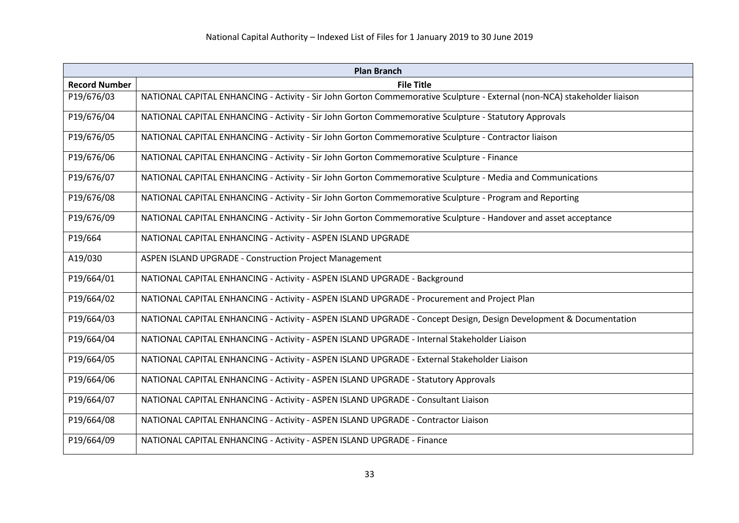National Capital Authority – Indexed List of Files for 1 January 2019 to 30 June 2019

| Plan Branch | |
|---|---|
| **Record Number** | **File Title** |
| P19/676/03 | NATIONAL CAPITAL ENHANCING - Activity - Sir John Gorton Commemorative Sculpture - External (non-NCA) stakeholder liaison |
| P19/676/04 | NATIONAL CAPITAL ENHANCING - Activity - Sir John Gorton Commemorative Sculpture - Statutory Approvals |
| P19/676/05 | NATIONAL CAPITAL ENHANCING - Activity - Sir John Gorton Commemorative Sculpture - Contractor liaison |
| P19/676/06 | NATIONAL CAPITAL ENHANCING - Activity - Sir John Gorton Commemorative Sculpture - Finance |
| P19/676/07 | NATIONAL CAPITAL ENHANCING - Activity - Sir John Gorton Commemorative Sculpture - Media and Communications |
| P19/676/08 | NATIONAL CAPITAL ENHANCING - Activity - Sir John Gorton Commemorative Sculpture - Program and Reporting |
| P19/676/09 | NATIONAL CAPITAL ENHANCING - Activity - Sir John Gorton Commemorative Sculpture - Handover and asset acceptance |
| P19/664 | NATIONAL CAPITAL ENHANCING - Activity - ASPEN ISLAND UPGRADE |
| A19/030 | ASPEN ISLAND UPGRADE - Construction Project Management |
| P19/664/01 | NATIONAL CAPITAL ENHANCING - Activity - ASPEN ISLAND UPGRADE - Background |
| P19/664/02 | NATIONAL CAPITAL ENHANCING - Activity - ASPEN ISLAND UPGRADE - Procurement and Project Plan |
| P19/664/03 | NATIONAL CAPITAL ENHANCING - Activity - ASPEN ISLAND UPGRADE - Concept Design, Design Development & Documentation |
| P19/664/04 | NATIONAL CAPITAL ENHANCING - Activity - ASPEN ISLAND UPGRADE - Internal Stakeholder Liaison |
| P19/664/05 | NATIONAL CAPITAL ENHANCING - Activity - ASPEN ISLAND UPGRADE - External Stakeholder Liaison |
| P19/664/06 | NATIONAL CAPITAL ENHANCING - Activity - ASPEN ISLAND UPGRADE - Statutory Approvals |
| P19/664/07 | NATIONAL CAPITAL ENHANCING - Activity - ASPEN ISLAND UPGRADE - Consultant Liaison |
| P19/664/08 | NATIONAL CAPITAL ENHANCING - Activity - ASPEN ISLAND UPGRADE - Contractor Liaison |
| P19/664/09 | NATIONAL CAPITAL ENHANCING - Activity - ASPEN ISLAND UPGRADE - Finance |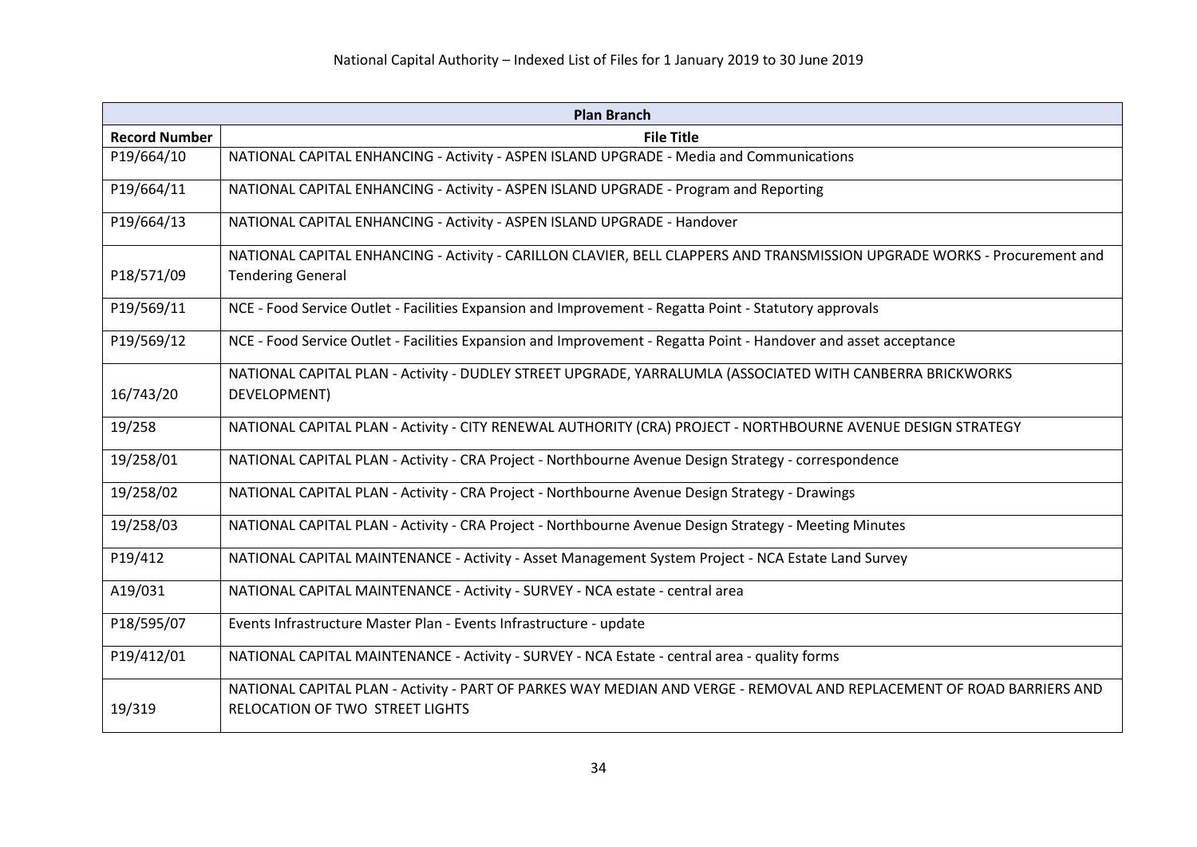National Capital Authority – Indexed List of Files for 1 January 2019 to 30 June 2019

| Plan Branch | |
|---|---|
| **Record Number** | **File Title** |
| P19/664/10 | NATIONAL CAPITAL ENHANCING - Activity - ASPEN ISLAND UPGRADE - Media and Communications |
| P19/664/11 | NATIONAL CAPITAL ENHANCING - Activity - ASPEN ISLAND UPGRADE - Program and Reporting |
| P19/664/13 | NATIONAL CAPITAL ENHANCING - Activity - ASPEN ISLAND UPGRADE - Handover |
| P18/571/09 | NATIONAL CAPITAL ENHANCING - Activity - CARILLON CLAVIER, BELL CLAPPERS AND TRANSMISSION UPGRADE WORKS - Procurement and Tendering General |
| P19/569/11 | NCE - Food Service Outlet - Facilities Expansion and Improvement - Regatta Point - Statutory approvals |
| P19/569/12 | NCE - Food Service Outlet - Facilities Expansion and Improvement - Regatta Point - Handover and asset acceptance |
| 16/743/20 | NATIONAL CAPITAL PLAN - Activity - DUDLEY STREET UPGRADE, YARRALUMLA (ASSOCIATED WITH CANBERRA BRICKWORKS DEVELOPMENT) |
| 19/258 | NATIONAL CAPITAL PLAN - Activity - CITY RENEWAL AUTHORITY (CRA) PROJECT - NORTHBOURNE AVENUE DESIGN STRATEGY |
| 19/258/01 | NATIONAL CAPITAL PLAN - Activity - CRA Project - Northbourne Avenue Design Strategy - correspondence |
| 19/258/02 | NATIONAL CAPITAL PLAN - Activity - CRA Project - Northbourne Avenue Design Strategy - Drawings |
| 19/258/03 | NATIONAL CAPITAL PLAN - Activity - CRA Project - Northbourne Avenue Design Strategy - Meeting Minutes |
| P19/412 | NATIONAL CAPITAL MAINTENANCE - Activity - Asset Management System Project - NCA Estate Land Survey |
| A19/031 | NATIONAL CAPITAL MAINTENANCE - Activity - SURVEY - NCA estate - central area |
| P18/595/07 | Events Infrastructure Master Plan - Events Infrastructure - update |
| P19/412/01 | NATIONAL CAPITAL MAINTENANCE - Activity - SURVEY - NCA Estate - central area - quality forms |
| 19/319 | NATIONAL CAPITAL PLAN - Activity - PART OF PARKES WAY MEDIAN AND VERGE - REMOVAL AND REPLACEMENT OF ROAD BARRIERS AND RELOCATION OF TWO STREET LIGHTS |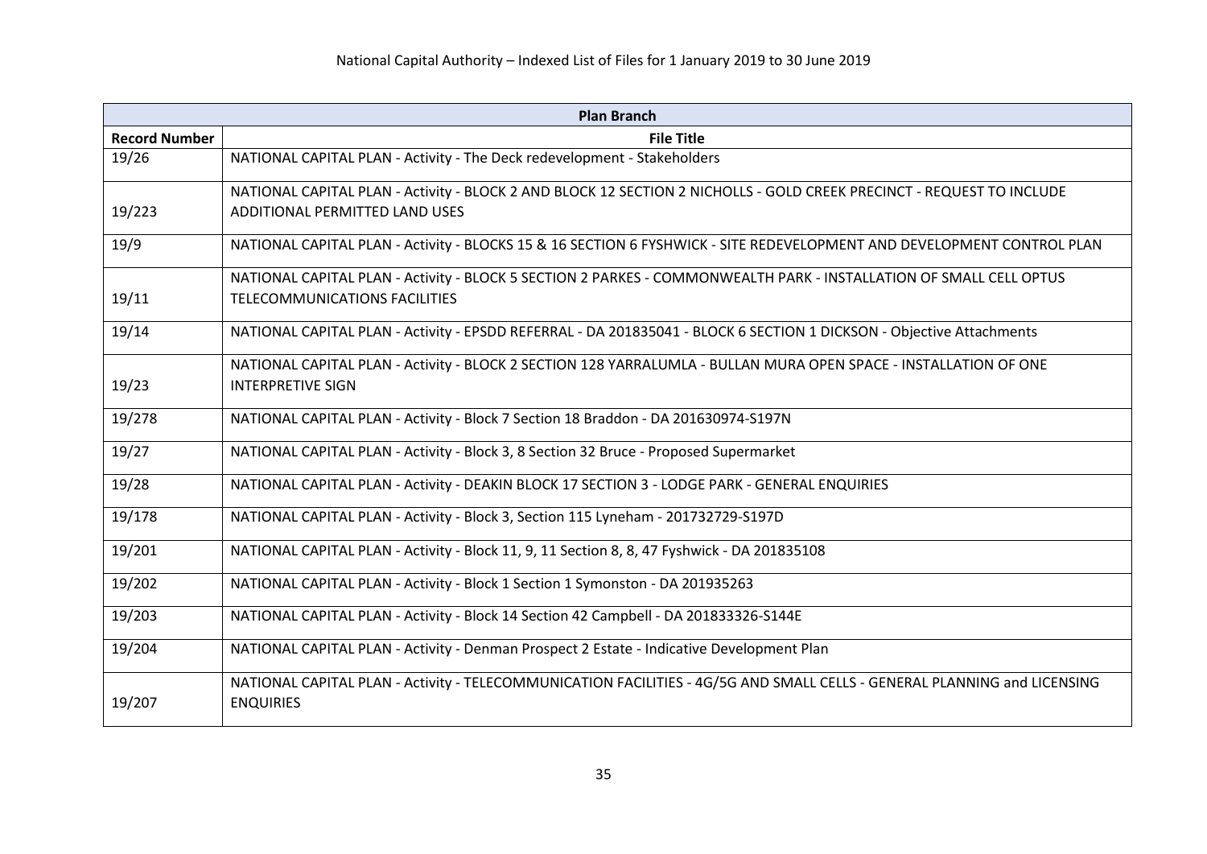National Capital Authority – Indexed List of Files for 1 January 2019 to 30 June 2019

| Plan Branch | |
|---|---|
| **Record Number** | **File Title** |
| 19/26 | NATIONAL CAPITAL PLAN - Activity - The Deck redevelopment - Stakeholders |
| 19/223 | NATIONAL CAPITAL PLAN - Activity - BLOCK 2 AND BLOCK 12 SECTION 2 NICHOLLS - GOLD CREEK PRECINCT - REQUEST TO INCLUDE ADDITIONAL PERMITTED LAND USES |
| 19/9 | NATIONAL CAPITAL PLAN - Activity - BLOCKS 15 & 16 SECTION 6 FYSHWICK - SITE REDEVELOPMENT AND DEVELOPMENT CONTROL PLAN |
| 19/11 | NATIONAL CAPITAL PLAN - Activity - BLOCK 5 SECTION 2 PARKES - COMMONWEALTH PARK - INSTALLATION OF SMALL CELL OPTUS TELECOMMUNICATIONS FACILITIES |
| 19/14 | NATIONAL CAPITAL PLAN - Activity - EPSDD REFERRAL - DA 201835041 - BLOCK 6 SECTION 1 DICKSON - Objective Attachments |
| 19/23 | NATIONAL CAPITAL PLAN - Activity - BLOCK 2 SECTION 128 YARRALUMLA - BULLAN MURA OPEN SPACE - INSTALLATION OF ONE INTERPRETIVE SIGN |
| 19/278 | NATIONAL CAPITAL PLAN - Activity - Block 7 Section 18 Braddon - DA 201630974-S197N |
| 19/27 | NATIONAL CAPITAL PLAN - Activity - Block 3, 8 Section 32 Bruce - Proposed Supermarket |
| 19/28 | NATIONAL CAPITAL PLAN - Activity - DEAKIN BLOCK 17 SECTION 3 - LODGE PARK - GENERAL ENQUIRIES |
| 19/178 | NATIONAL CAPITAL PLAN - Activity - Block 3, Section 115 Lyneham - 201732729-S197D |
| 19/201 | NATIONAL CAPITAL PLAN - Activity - Block 11, 9, 11 Section 8, 8, 47 Fyshwick - DA 201835108 |
| 19/202 | NATIONAL CAPITAL PLAN - Activity - Block 1 Section 1 Symonston - DA 201935263 |
| 19/203 | NATIONAL CAPITAL PLAN - Activity - Block 14 Section 42 Campbell - DA 201833326-S144E |
| 19/204 | NATIONAL CAPITAL PLAN - Activity - Denman Prospect 2 Estate - Indicative Development Plan |
| 19/207 | NATIONAL CAPITAL PLAN - Activity - TELECOMMUNICATION FACILITIES - 4G/5G AND SMALL CELLS - GENERAL PLANNING and LICENSING ENQUIRIES |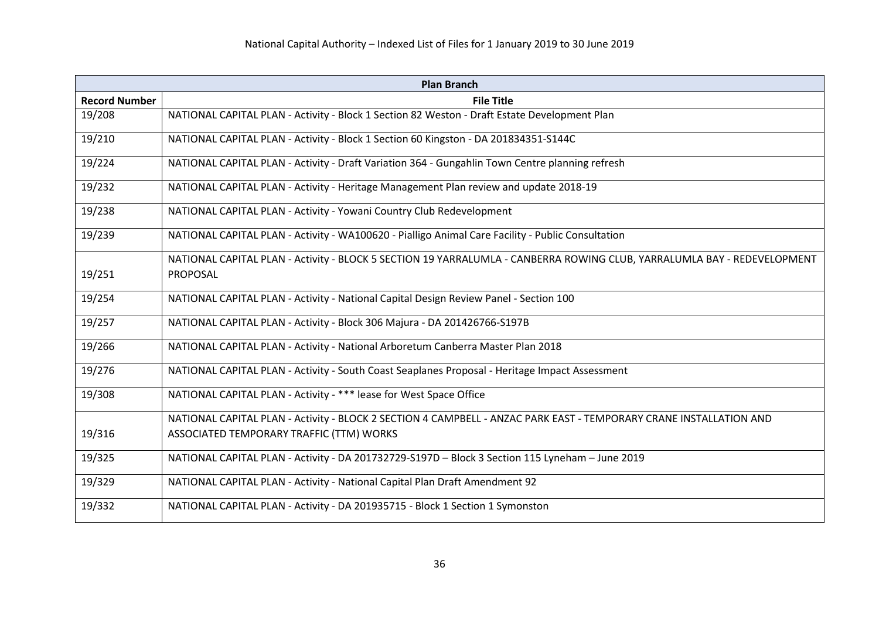| Plan Branch | |
|---|---|
| **Record Number** | **File Title** |
| 19/208 | NATIONAL CAPITAL PLAN - Activity - Block 1 Section 82 Weston - Draft Estate Development Plan |
| 19/210 | NATIONAL CAPITAL PLAN - Activity - Block 1 Section 60 Kingston - DA 201834351-S144C |
| 19/224 | NATIONAL CAPITAL PLAN - Activity - Draft Variation 364 - Gungahlin Town Centre planning refresh |
| 19/232 | NATIONAL CAPITAL PLAN - Activity - Heritage Management Plan review and update 2018-19 |
| 19/238 | NATIONAL CAPITAL PLAN - Activity - Yowani Country Club Redevelopment |
| 19/239 | NATIONAL CAPITAL PLAN - Activity - WA100620 - Pialligo Animal Care Facility - Public Consultation |
| 19/251 | NATIONAL CAPITAL PLAN - Activity - BLOCK 5 SECTION 19 YARRALUMLA - CANBERRA ROWING CLUB, YARRALUMLA BAY - REDEVELOPMENT PROPOSAL |
| 19/254 | NATIONAL CAPITAL PLAN - Activity - National Capital Design Review Panel - Section 100 |
| 19/257 | NATIONAL CAPITAL PLAN - Activity - Block 306 Majura - DA 201426766-S197B |
| 19/266 | NATIONAL CAPITAL PLAN - Activity - National Arboretum Canberra Master Plan 2018 |
| 19/276 | NATIONAL CAPITAL PLAN - Activity - South Coast Seaplanes Proposal - Heritage Impact Assessment |
| 19/308 | NATIONAL CAPITAL PLAN - Activity - *** lease for West Space Office |
| 19/316 | NATIONAL CAPITAL PLAN - Activity - BLOCK 2 SECTION 4 CAMPBELL - ANZAC PARK EAST - TEMPORARY CRANE INSTALLATION AND ASSOCIATED TEMPORARY TRAFFIC (TTM) WORKS |
| 19/325 | NATIONAL CAPITAL PLAN - Activity - DA 201732729-S197D – Block 3 Section 115 Lyneham – June 2019 |
| 19/329 | NATIONAL CAPITAL PLAN - Activity - National Capital Plan Draft Amendment 92 |
| 19/332 | NATIONAL CAPITAL PLAN - Activity - DA 201935715 - Block 1 Section 1 Symonston |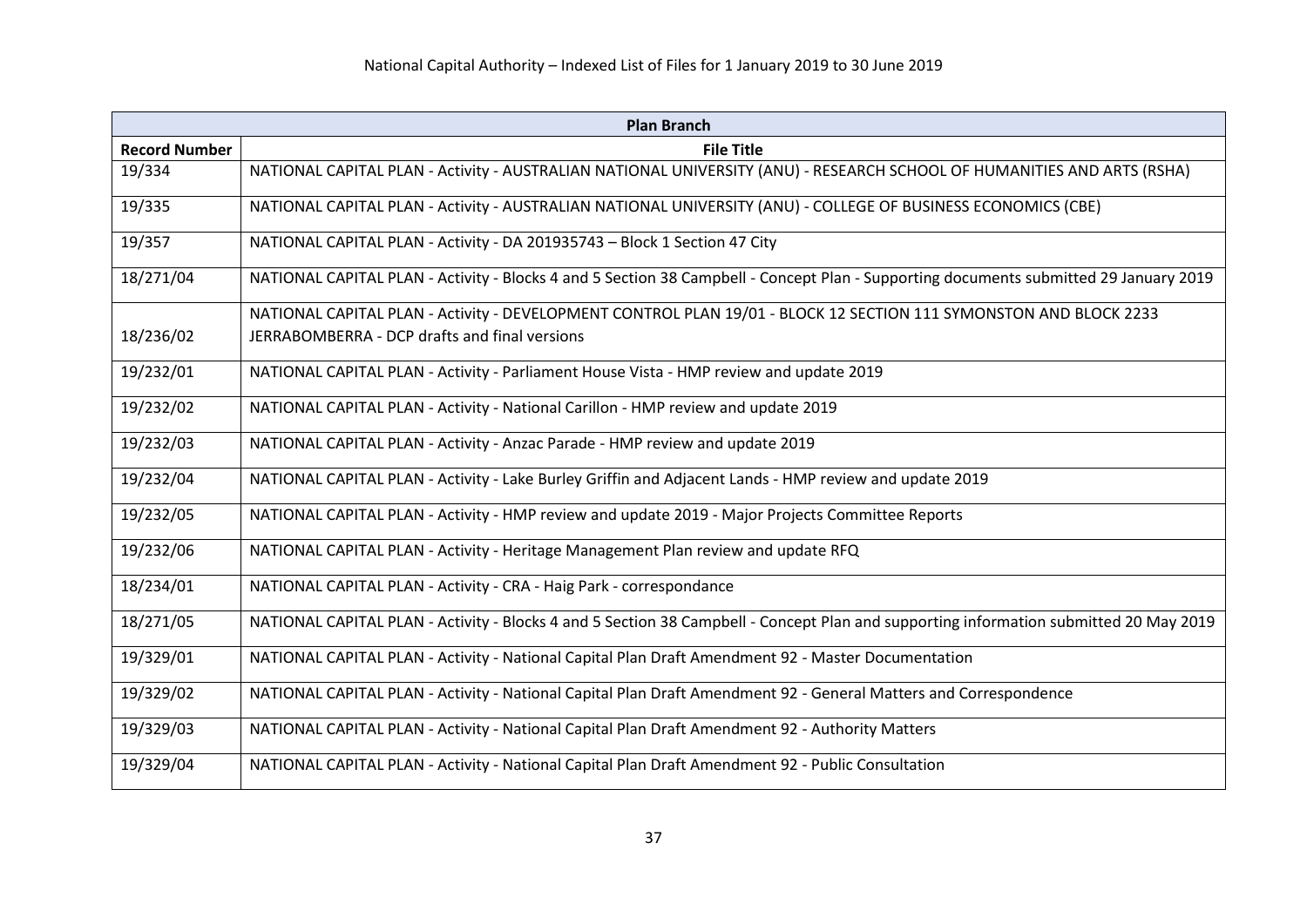National Capital Authority – Indexed List of Files for 1 January 2019 to 30 June 2019

| Plan Branch | |
|---|---|
| **Record Number** | **File Title** |
| 19/334 | NATIONAL CAPITAL PLAN - Activity - AUSTRALIAN NATIONAL UNIVERSITY (ANU) - RESEARCH SCHOOL OF HUMANITIES AND ARTS (RSHA) |
| 19/335 | NATIONAL CAPITAL PLAN - Activity - AUSTRALIAN NATIONAL UNIVERSITY (ANU) - COLLEGE OF BUSINESS ECONOMICS (CBE) |
| 19/357 | NATIONAL CAPITAL PLAN - Activity - DA 201935743 – Block 1 Section 47 City |
| 18/271/04 | NATIONAL CAPITAL PLAN - Activity - Blocks 4 and 5 Section 38 Campbell - Concept Plan - Supporting documents submitted 29 January 2019 |
| 18/236/02 | NATIONAL CAPITAL PLAN - Activity - DEVELOPMENT CONTROL PLAN 19/01 - BLOCK 12 SECTION 111 SYMONSTON AND BLOCK 2233 JERRABOMBERRA - DCP drafts and final versions |
| 19/232/01 | NATIONAL CAPITAL PLAN - Activity - Parliament House Vista - HMP review and update 2019 |
| 19/232/02 | NATIONAL CAPITAL PLAN - Activity - National Carillon - HMP review and update 2019 |
| 19/232/03 | NATIONAL CAPITAL PLAN - Activity - Anzac Parade - HMP review and update 2019 |
| 19/232/04 | NATIONAL CAPITAL PLAN - Activity - Lake Burley Griffin and Adjacent Lands - HMP review and update 2019 |
| 19/232/05 | NATIONAL CAPITAL PLAN - Activity - HMP review and update 2019 - Major Projects Committee Reports |
| 19/232/06 | NATIONAL CAPITAL PLAN - Activity - Heritage Management Plan review and update RFQ |
| 18/234/01 | NATIONAL CAPITAL PLAN - Activity - CRA - Haig Park - correspondance |
| 18/271/05 | NATIONAL CAPITAL PLAN - Activity - Blocks 4 and 5 Section 38 Campbell - Concept Plan and supporting information submitted 20 May 2019 |
| 19/329/01 | NATIONAL CAPITAL PLAN - Activity - National Capital Plan Draft Amendment 92 - Master Documentation |
| 19/329/02 | NATIONAL CAPITAL PLAN - Activity - National Capital Plan Draft Amendment 92 - General Matters and Correspondence |
| 19/329/03 | NATIONAL CAPITAL PLAN - Activity - National Capital Plan Draft Amendment 92 - Authority Matters |
| 19/329/04 | NATIONAL CAPITAL PLAN - Activity - National Capital Plan Draft Amendment 92 - Public Consultation |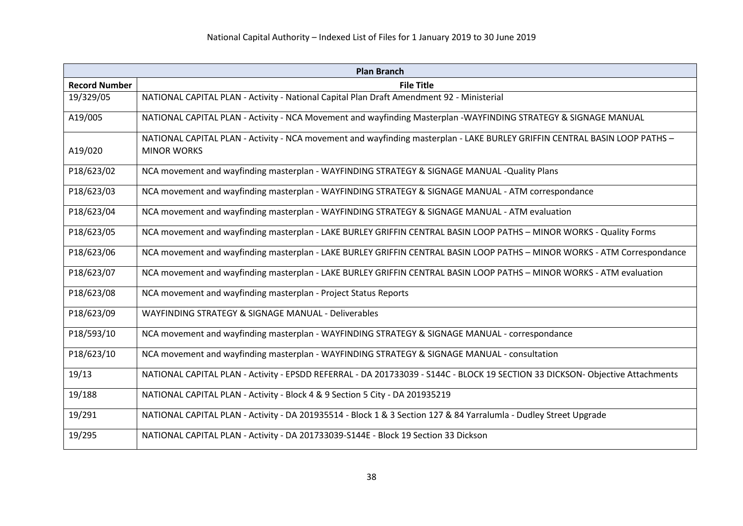National Capital Authority – Indexed List of Files for 1 January 2019 to 30 June 2019

| Plan Branch | |
|---|---|
| **Record Number** | **File Title** |
| 19/329/05 | NATIONAL CAPITAL PLAN - Activity - National Capital Plan Draft Amendment 92 - Ministerial |
| A19/005 | NATIONAL CAPITAL PLAN - Activity - NCA Movement and wayfinding Masterplan -WAYFINDING STRATEGY & SIGNAGE MANUAL |
| A19/020 | NATIONAL CAPITAL PLAN - Activity - NCA movement and wayfinding masterplan - LAKE BURLEY GRIFFIN CENTRAL BASIN LOOP PATHS – MINOR WORKS |
| P18/623/02 | NCA movement and wayfinding masterplan - WAYFINDING STRATEGY & SIGNAGE MANUAL -Quality Plans |
| P18/623/03 | NCA movement and wayfinding masterplan - WAYFINDING STRATEGY & SIGNAGE MANUAL - ATM correspondance |
| P18/623/04 | NCA movement and wayfinding masterplan - WAYFINDING STRATEGY & SIGNAGE MANUAL - ATM evaluation |
| P18/623/05 | NCA movement and wayfinding masterplan - LAKE BURLEY GRIFFIN CENTRAL BASIN LOOP PATHS – MINOR WORKS - Quality Forms |
| P18/623/06 | NCA movement and wayfinding masterplan - LAKE BURLEY GRIFFIN CENTRAL BASIN LOOP PATHS – MINOR WORKS - ATM Correspondance |
| P18/623/07 | NCA movement and wayfinding masterplan - LAKE BURLEY GRIFFIN CENTRAL BASIN LOOP PATHS – MINOR WORKS - ATM evaluation |
| P18/623/08 | NCA movement and wayfinding masterplan - Project Status Reports |
| P18/623/09 | WAYFINDING STRATEGY & SIGNAGE MANUAL - Deliverables |
| P18/593/10 | NCA movement and wayfinding masterplan - WAYFINDING STRATEGY & SIGNAGE MANUAL - correspondance |
| P18/623/10 | NCA movement and wayfinding masterplan - WAYFINDING STRATEGY & SIGNAGE MANUAL - consultation |
| 19/13 | NATIONAL CAPITAL PLAN - Activity - EPSDD REFERRAL - DA 201733039 - S144C - BLOCK 19 SECTION 33 DICKSON- Objective Attachments |
| 19/188 | NATIONAL CAPITAL PLAN - Activity - Block 4 & 9 Section 5 City - DA 201935219 |
| 19/291 | NATIONAL CAPITAL PLAN - Activity - DA 201935514 - Block 1 & 3 Section 127 & 84 Yarralumla - Dudley Street Upgrade |
| 19/295 | NATIONAL CAPITAL PLAN - Activity - DA 201733039-S144E - Block 19 Section 33 Dickson |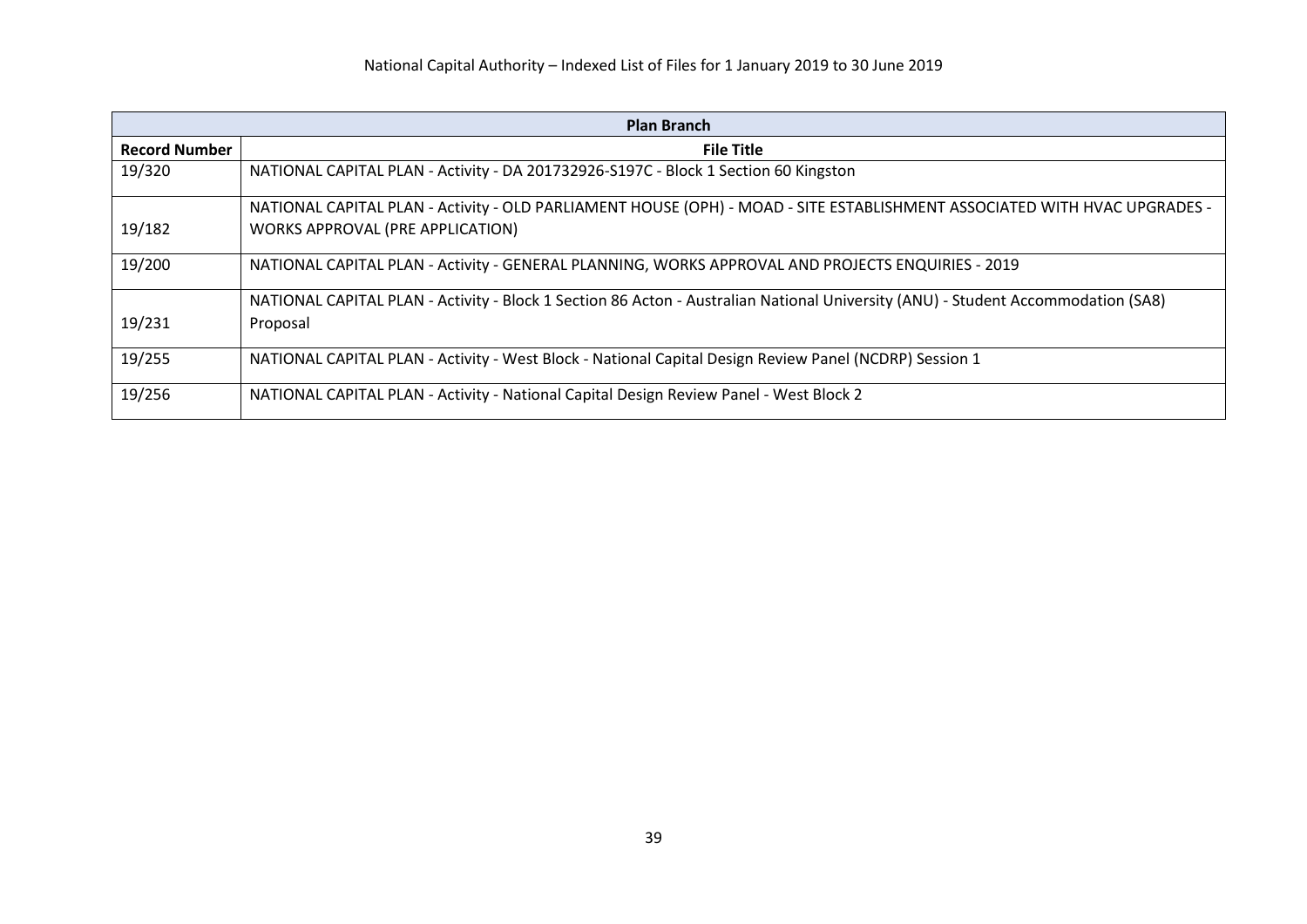| Plan Branch | |
|---|---|
| **Record Number** | **File Title** |
| 19/320 | NATIONAL CAPITAL PLAN - Activity - DA 201732926-S197C - Block 1 Section 60 Kingston |
| 19/182 | NATIONAL CAPITAL PLAN - Activity - OLD PARLIAMENT HOUSE (OPH) - MOAD - SITE ESTABLISHMENT ASSOCIATED WITH HVAC UPGRADES - WORKS APPROVAL (PRE APPLICATION) |
| 19/200 | NATIONAL CAPITAL PLAN - Activity - GENERAL PLANNING, WORKS APPROVAL AND PROJECTS ENQUIRIES - 2019 |
| 19/231 | NATIONAL CAPITAL PLAN - Activity - Block 1 Section 86 Acton - Australian National University (ANU) - Student Accommodation (SA8) Proposal |
| 19/255 | NATIONAL CAPITAL PLAN - Activity - West Block - National Capital Design Review Panel (NCDRP) Session 1 |
| 19/256 | NATIONAL CAPITAL PLAN - Activity - National Capital Design Review Panel - West Block 2 |